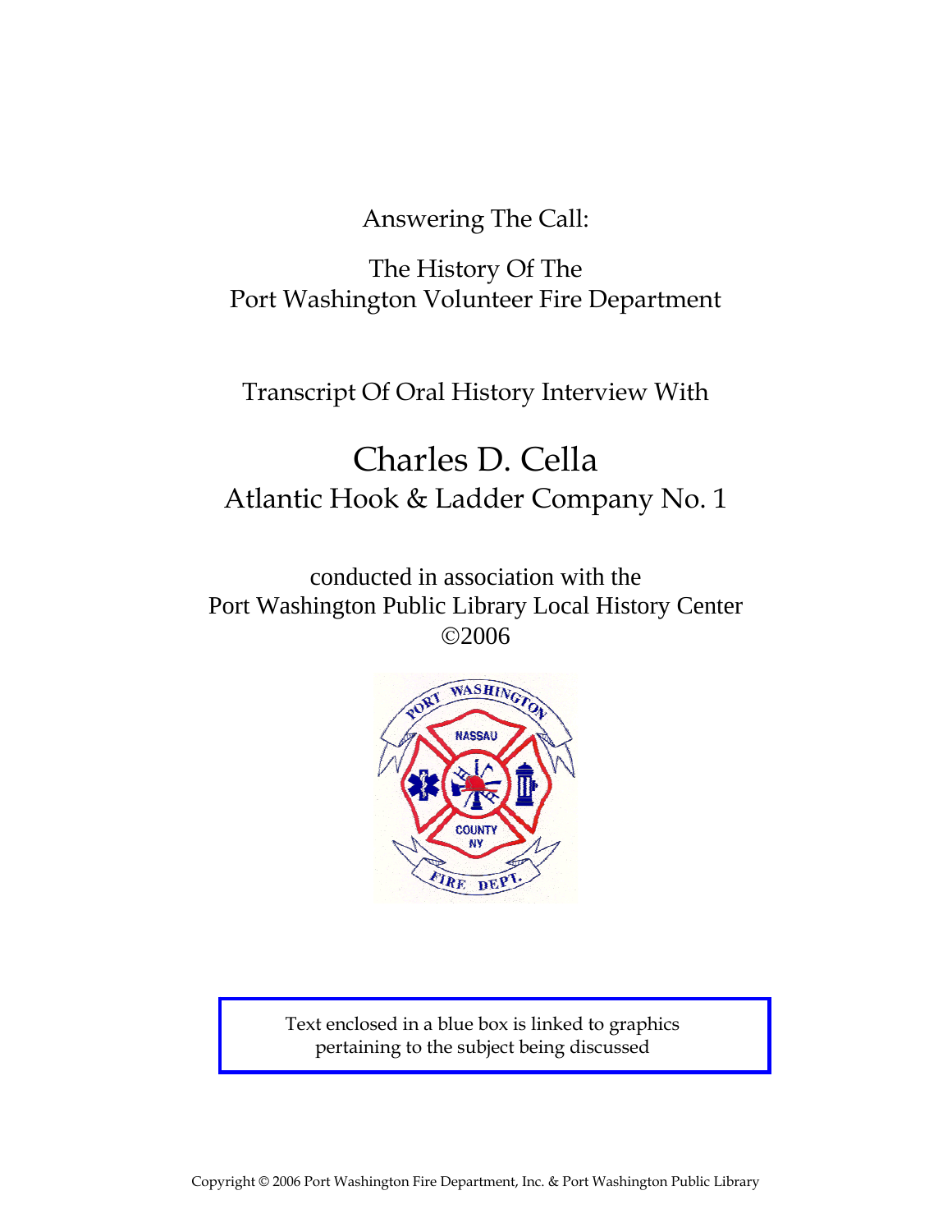Answering The Call:

The History Of The
Port Washington Volunteer Fire Department

Transcript Of Oral History Interview With

# Charles D. Cella

## Atlantic Hook & Ladder Company No. 1

conducted in association with the
Port Washington Public Library Local History Center
©2006

Text enclosed in a blue box is linked to graphics pertaining to the subject being discussed

Copyright © 2006 Port Washington Fire Department, Inc. & Port Washington Public Library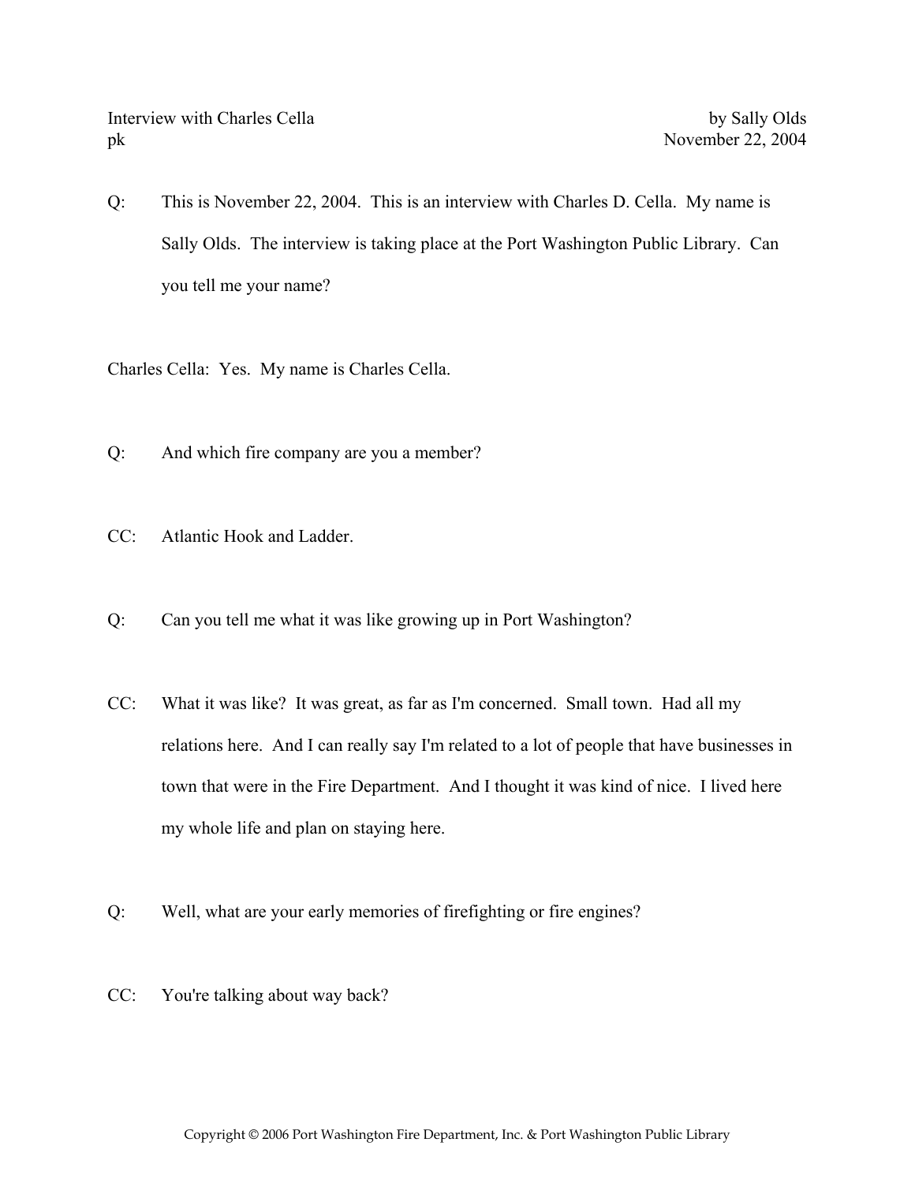Q: This is November 22, 2004. This is an interview with Charles D. Cella. My name is Sally Olds. The interview is taking place at the Port Washington Public Library. Can you tell me your name?

Charles Cella: Yes. My name is Charles Cella.

Q: And which fire company are you a member?

CC: Atlantic Hook and Ladder.

Q: Can you tell me what it was like growing up in Port Washington?

CC: What it was like? It was great, as far as I'm concerned. Small town. Had all my relations here. And I can really say I'm related to a lot of people that have businesses in town that were in the Fire Department. And I thought it was kind of nice. I lived here my whole life and plan on staying here.

Q: Well, what are your early memories of firefighting or fire engines?

CC: You're talking about way back?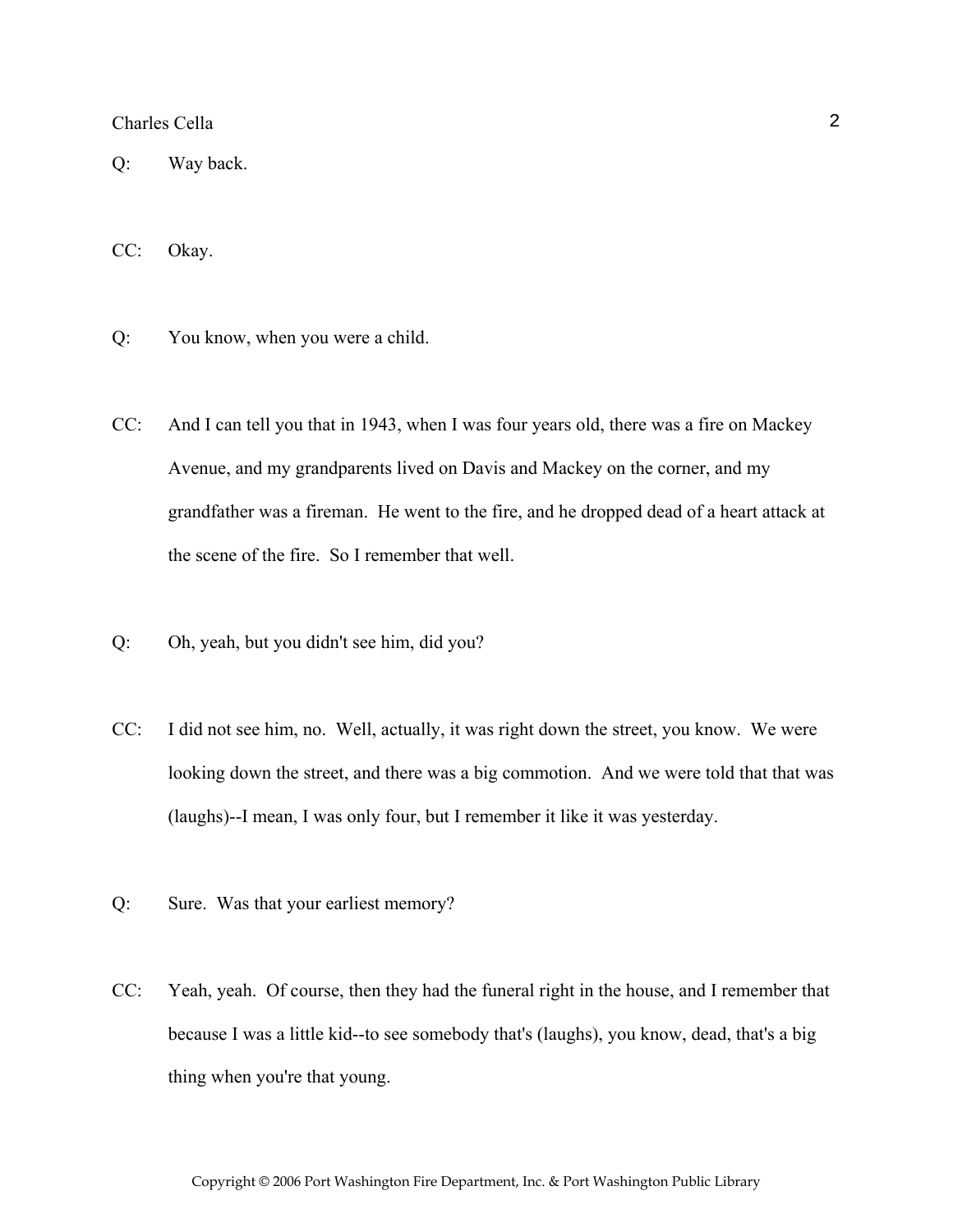Q: Way back.

CC: Okay.

Q: You know, when you were a child.

CC: And I can tell you that in 1943, when I was four years old, there was a fire on Mackey Avenue, and my grandparents lived on Davis and Mackey on the corner, and my grandfather was a fireman. He went to the fire, and he dropped dead of a heart attack at the scene of the fire. So I remember that well.

Q: Oh, yeah, but you didn't see him, did you?

CC: I did not see him, no. Well, actually, it was right down the street, you know. We were looking down the street, and there was a big commotion. And we were told that that was (laughs)--I mean, I was only four, but I remember it like it was yesterday.

Q: Sure. Was that your earliest memory?

CC: Yeah, yeah. Of course, then they had the funeral right in the house, and I remember that because I was a little kid--to see somebody that's (laughs), you know, dead, that's a big thing when you're that young.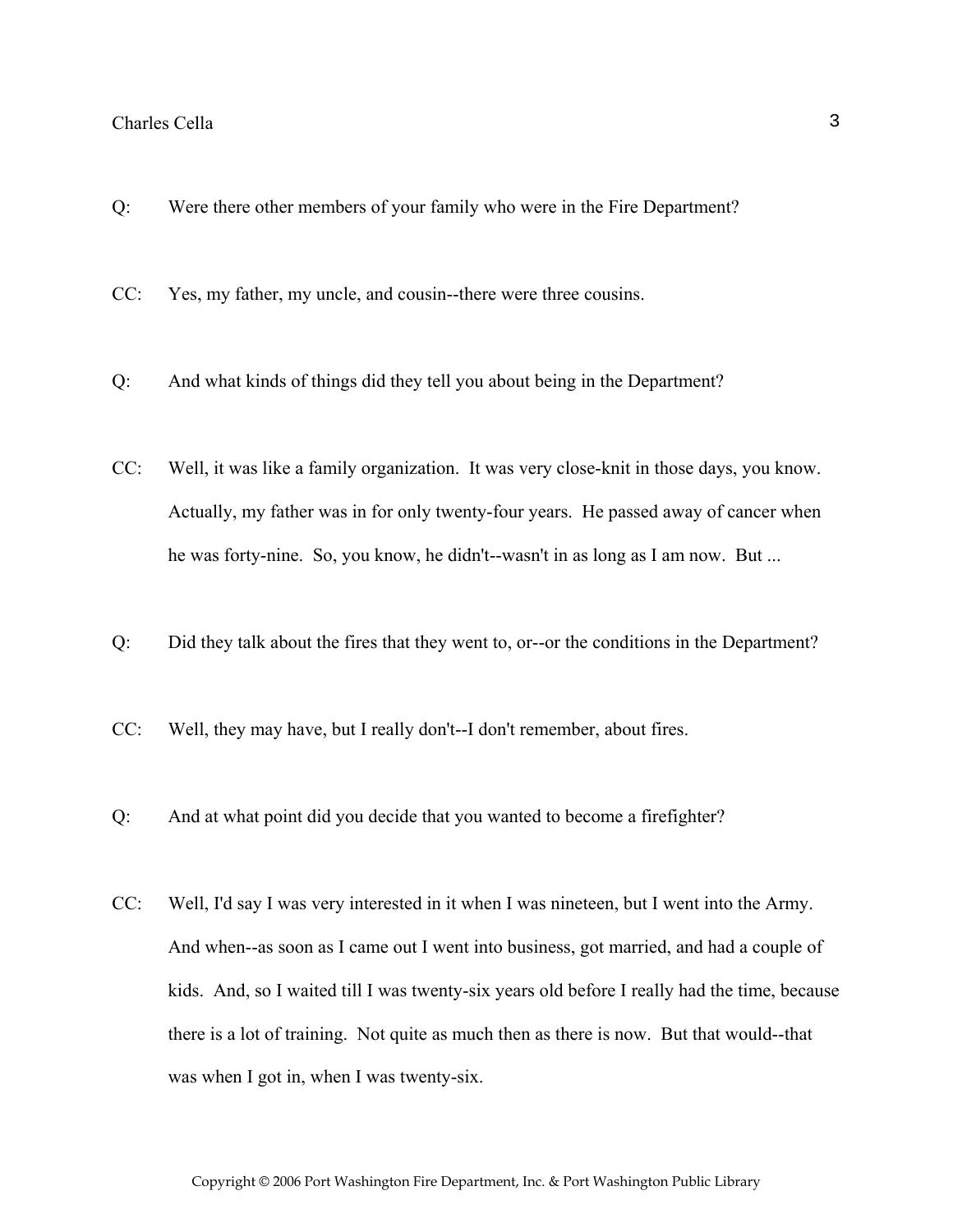Q: Were there other members of your family who were in the Fire Department?

CC: Yes, my father, my uncle, and cousin--there were three cousins.

Q: And what kinds of things did they tell you about being in the Department?

CC: Well, it was like a family organization. It was very close-knit in those days, you know. Actually, my father was in for only twenty-four years. He passed away of cancer when he was forty-nine. So, you know, he didn't--wasn't in as long as I am now. But ...

Q: Did they talk about the fires that they went to, or--or the conditions in the Department?

CC: Well, they may have, but I really don't--I don't remember, about fires.

Q: And at what point did you decide that you wanted to become a firefighter?

CC: Well, I'd say I was very interested in it when I was nineteen, but I went into the Army. And when--as soon as I came out I went into business, got married, and had a couple of kids. And, so I waited till I was twenty-six years old before I really had the time, because there is a lot of training. Not quite as much then as there is now. But that would--that was when I got in, when I was twenty-six.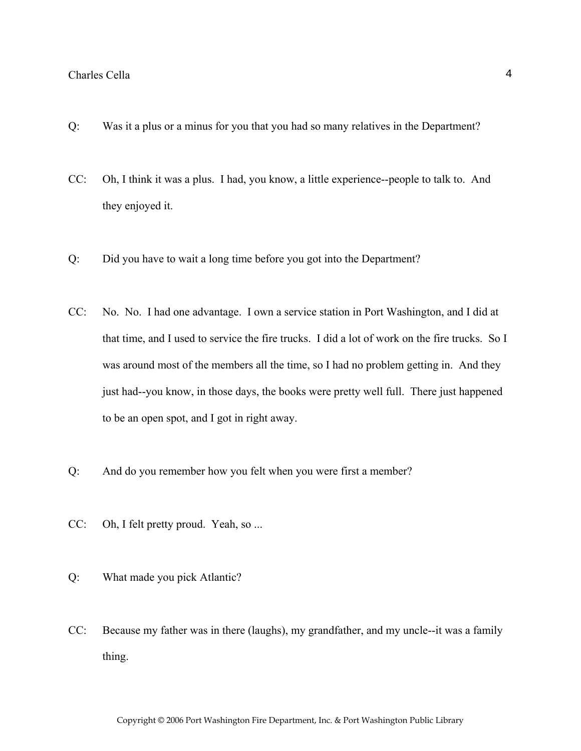Q: Was it a plus or a minus for you that you had so many relatives in the Department?

CC: Oh, I think it was a plus. I had, you know, a little experience--people to talk to. And they enjoyed it.

Q: Did you have to wait a long time before you got into the Department?

CC: No. No. I had one advantage. I own a service station in Port Washington, and I did at that time, and I used to service the fire trucks. I did a lot of work on the fire trucks. So I was around most of the members all the time, so I had no problem getting in. And they just had--you know, in those days, the books were pretty well full. There just happened to be an open spot, and I got in right away.

Q: And do you remember how you felt when you were first a member?

CC: Oh, I felt pretty proud. Yeah, so ...

Q: What made you pick Atlantic?

CC: Because my father was in there (laughs), my grandfather, and my uncle--it was a family thing.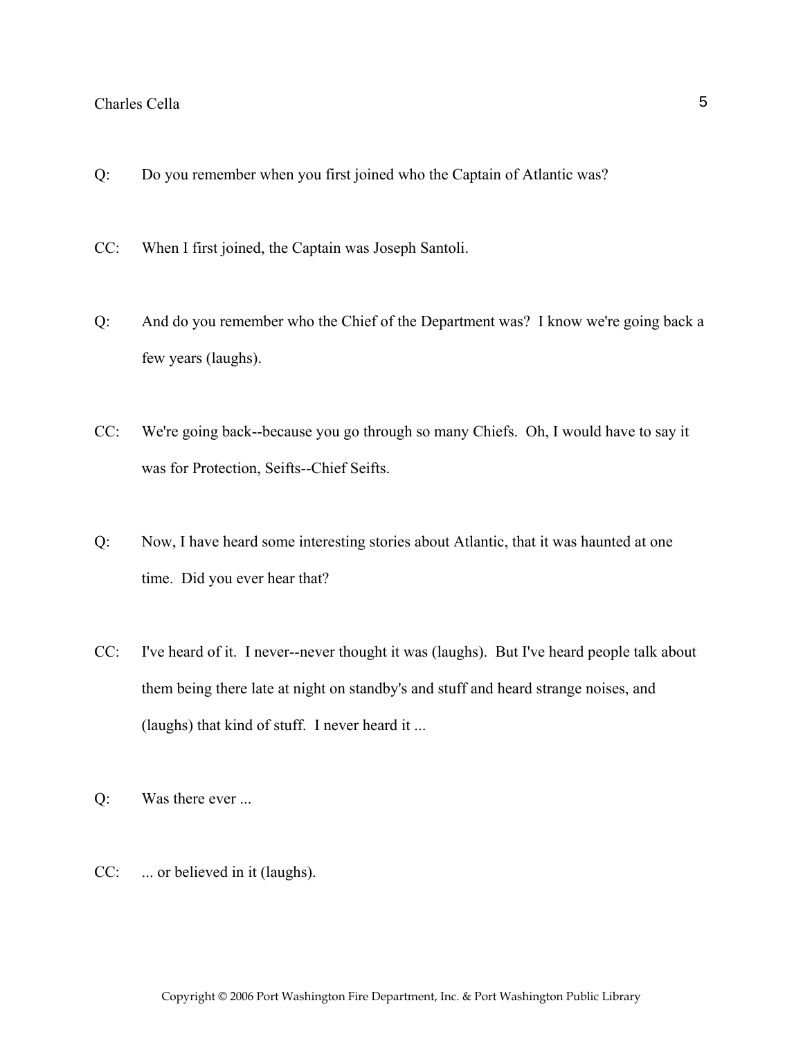Q: Do you remember when you first joined who the Captain of Atlantic was?

CC: When I first joined, the Captain was Joseph Santoli.

Q: And do you remember who the Chief of the Department was? I know we're going back a few years (laughs).

CC: We're going back--because you go through so many Chiefs. Oh, I would have to say it was for Protection, Seifts--Chief Seifts.

Q: Now, I have heard some interesting stories about Atlantic, that it was haunted at one time. Did you ever hear that?

CC: I've heard of it. I never--never thought it was (laughs). But I've heard people talk about them being there late at night on standby's and stuff and heard strange noises, and (laughs) that kind of stuff. I never heard it ...

Q: Was there ever ...

CC: ... or believed in it (laughs).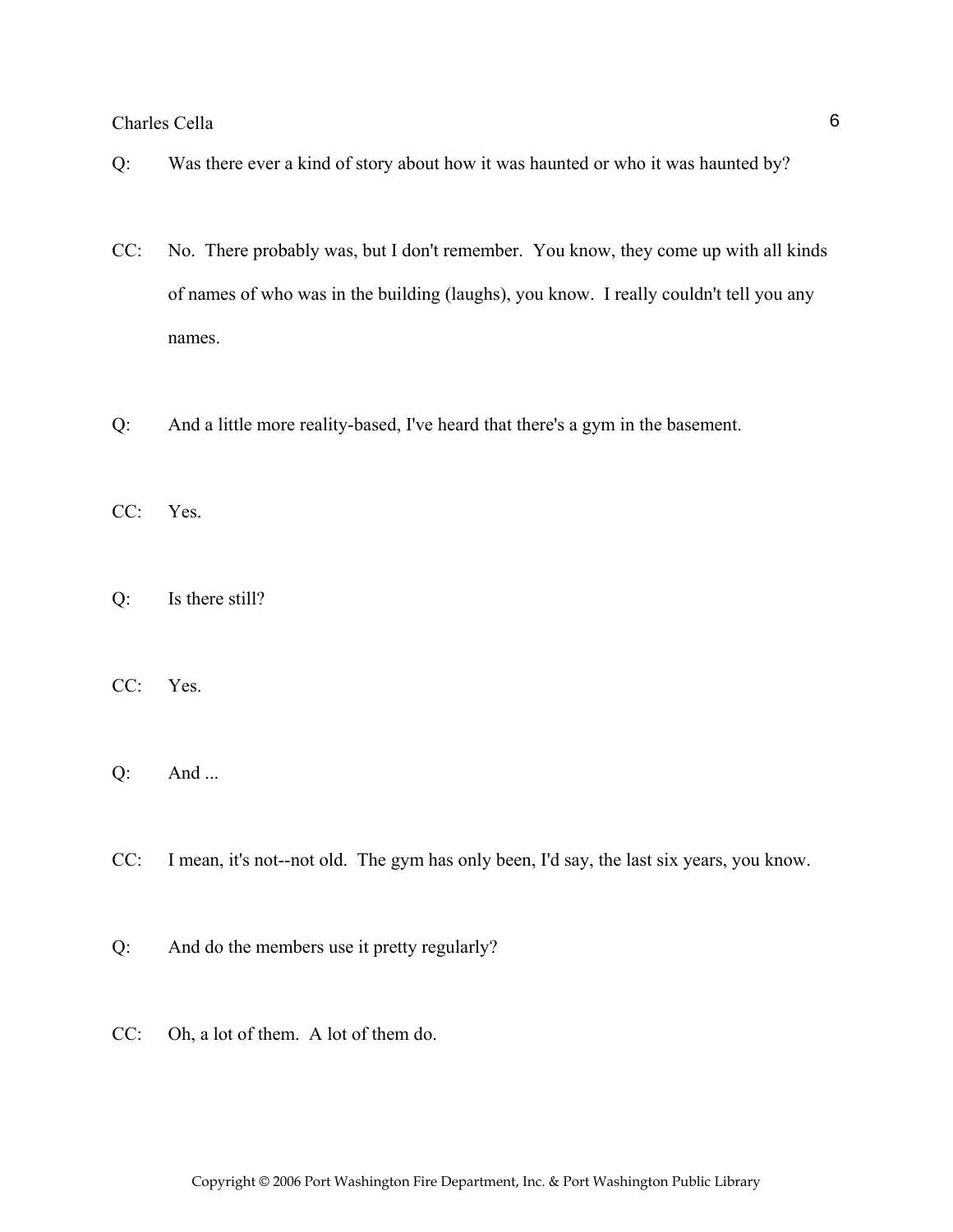Q: Was there ever a kind of story about how it was haunted or who it was haunted by?

CC: No. There probably was, but I don't remember. You know, they come up with all kinds of names of who was in the building (laughs), you know. I really couldn't tell you any names.

Q: And a little more reality-based, I've heard that there's a gym in the basement.

CC: Yes.

Q: Is there still?

CC: Yes.

Q: And ...

CC: I mean, it's not--not old. The gym has only been, I'd say, the last six years, you know.

Q: And do the members use it pretty regularly?

CC: Oh, a lot of them. A lot of them do.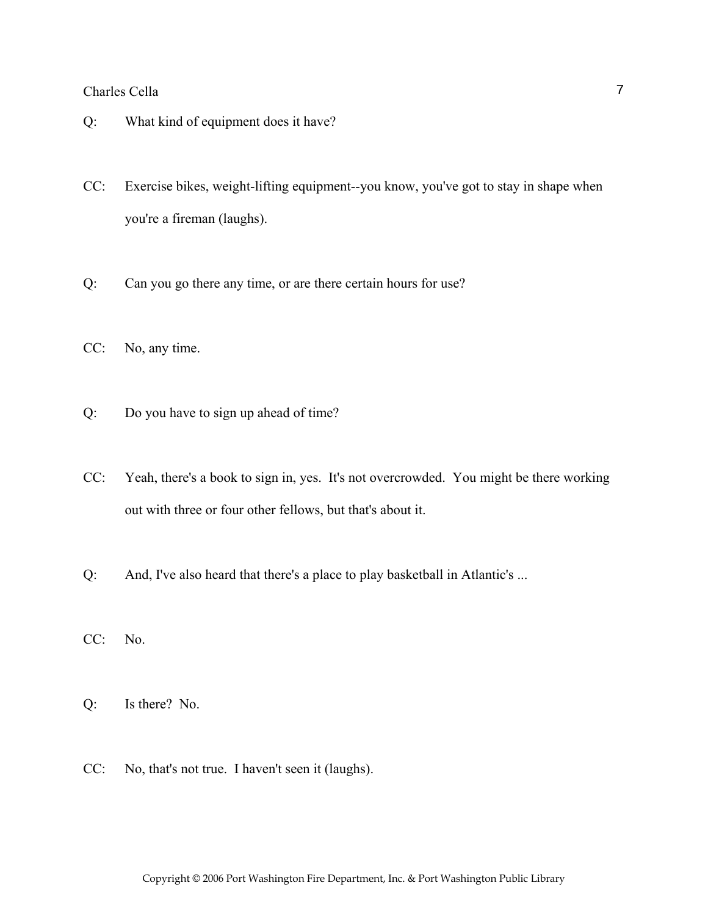Q: What kind of equipment does it have?

CC: Exercise bikes, weight-lifting equipment--you know, you've got to stay in shape when you're a fireman (laughs).

Q: Can you go there any time, or are there certain hours for use?

CC: No, any time.

Q: Do you have to sign up ahead of time?

CC: Yeah, there's a book to sign in, yes. It's not overcrowded. You might be there working out with three or four other fellows, but that's about it.

Q: And, I've also heard that there's a place to play basketball in Atlantic's ...

CC: No.

Q: Is there? No.

CC: No, that's not true. I haven't seen it (laughs).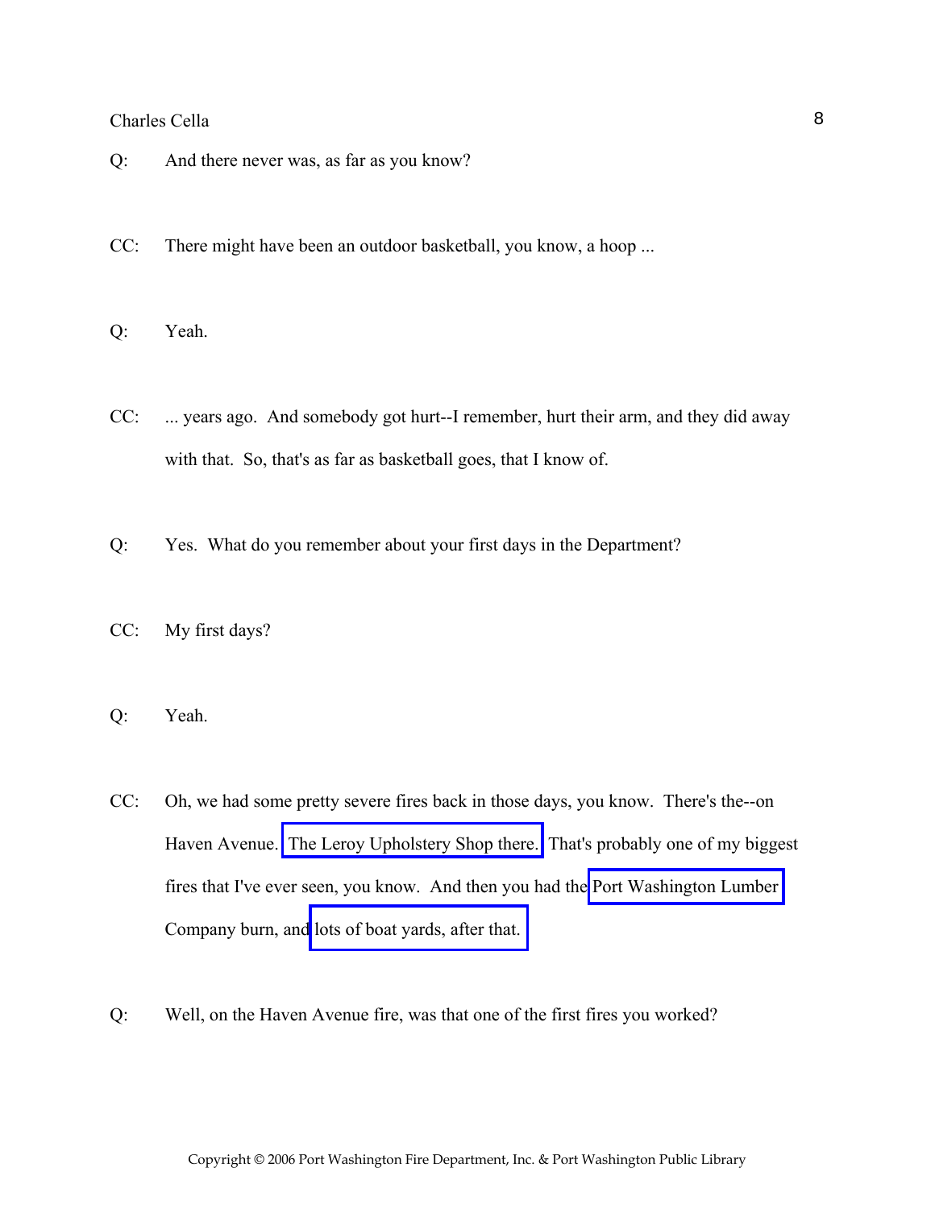Q: And there never was, as far as you know?

CC: There might have been an outdoor basketball, you know, a hoop ...

Q: Yeah.

CC: ... years ago. And somebody got hurt--I remember, hurt their arm, and they did away with that. So, that's as far as basketball goes, that I know of.

Q: Yes. What do you remember about your first days in the Department?

CC: My first days?

Q: Yeah.

CC: Oh, we had some pretty severe fires back in those days, you know. There's the--on Haven Avenue. The Leroy Upholstery Shop there. That's probably one of my biggest fires that I've ever seen, you know. And then you had the Port Washington Lumber Company burn, and lots of boat yards, after that.

Q: Well, on the Haven Avenue fire, was that one of the first fires you worked?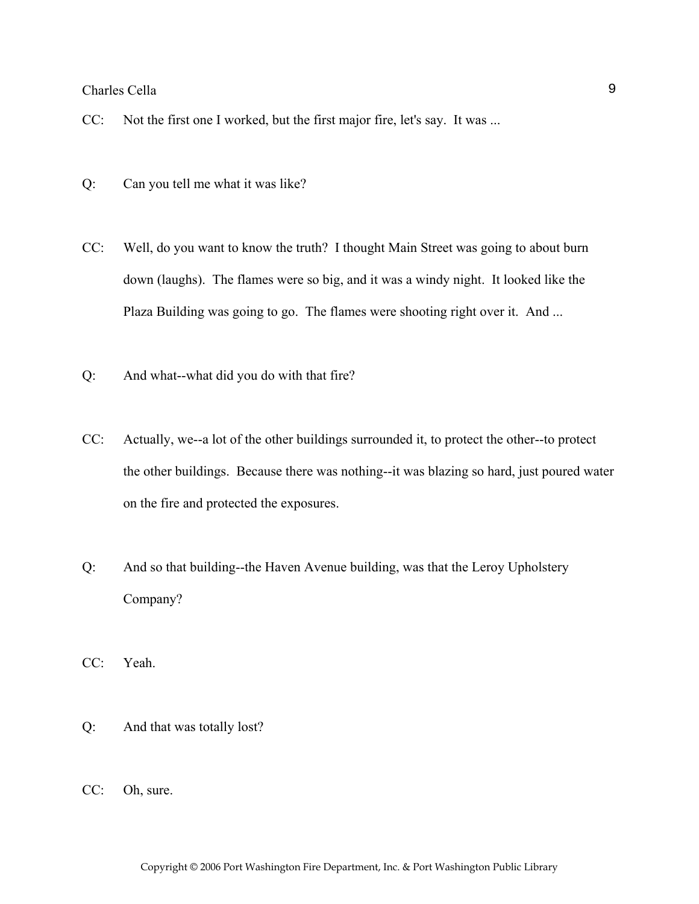CC: Not the first one I worked, but the first major fire, let's say. It was ...

Q: Can you tell me what it was like?

CC: Well, do you want to know the truth? I thought Main Street was going to about burn down (laughs). The flames were so big, and it was a windy night. It looked like the Plaza Building was going to go. The flames were shooting right over it. And ...

Q: And what--what did you do with that fire?

CC: Actually, we--a lot of the other buildings surrounded it, to protect the other--to protect the other buildings. Because there was nothing--it was blazing so hard, just poured water on the fire and protected the exposures.

Q: And so that building--the Haven Avenue building, was that the Leroy Upholstery Company?

CC: Yeah.

Q: And that was totally lost?

CC: Oh, sure.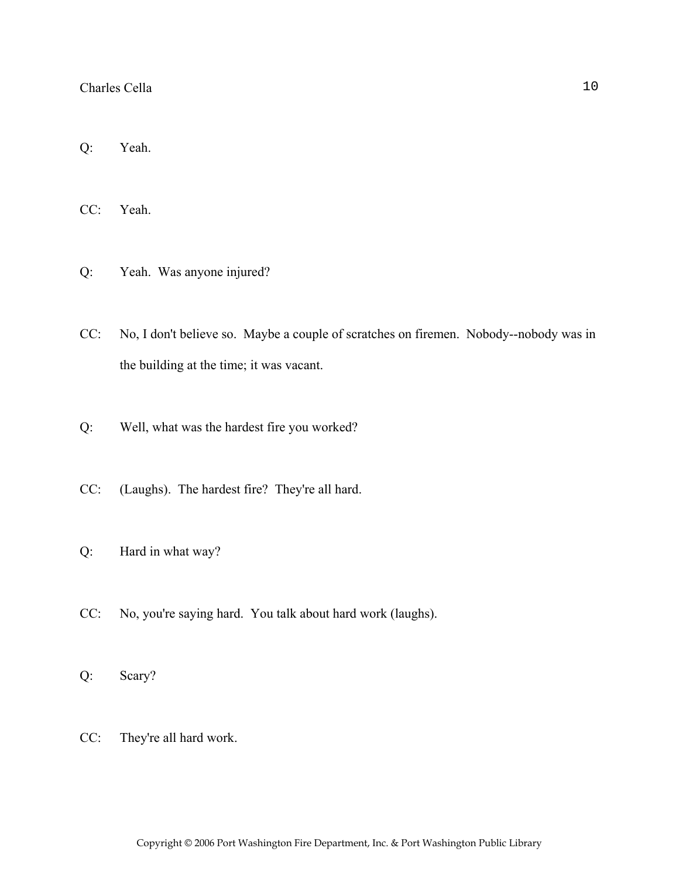Q: Yeah.

CC: Yeah.

Q: Yeah. Was anyone injured?

CC: No, I don't believe so. Maybe a couple of scratches on firemen. Nobody--nobody was in the building at the time; it was vacant.

Q: Well, what was the hardest fire you worked?

CC: (Laughs). The hardest fire? They're all hard.

Q: Hard in what way?

CC: No, you're saying hard. You talk about hard work (laughs).

Q: Scary?

CC: They're all hard work.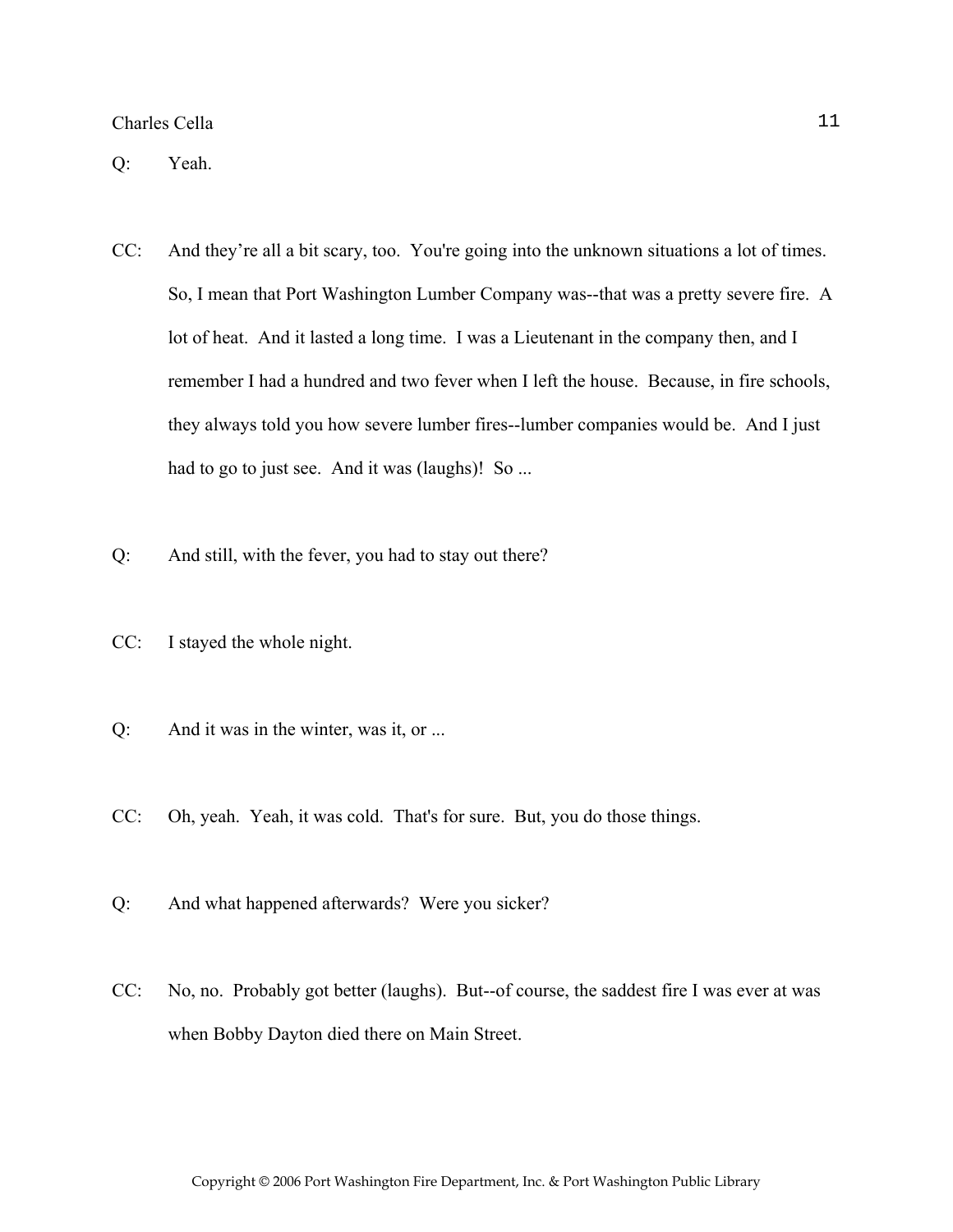Q: Yeah.

CC: And they're all a bit scary, too. You're going into the unknown situations a lot of times. So, I mean that Port Washington Lumber Company was--that was a pretty severe fire. A lot of heat. And it lasted a long time. I was a Lieutenant in the company then, and I remember I had a hundred and two fever when I left the house. Because, in fire schools, they always told you how severe lumber fires--lumber companies would be. And I just had to go to just see. And it was (laughs)! So ...

Q: And still, with the fever, you had to stay out there?

CC: I stayed the whole night.

Q: And it was in the winter, was it, or ...

CC: Oh, yeah. Yeah, it was cold. That's for sure. But, you do those things.

Q: And what happened afterwards? Were you sicker?

CC: No, no. Probably got better (laughs). But--of course, the saddest fire I was ever at was when Bobby Dayton died there on Main Street.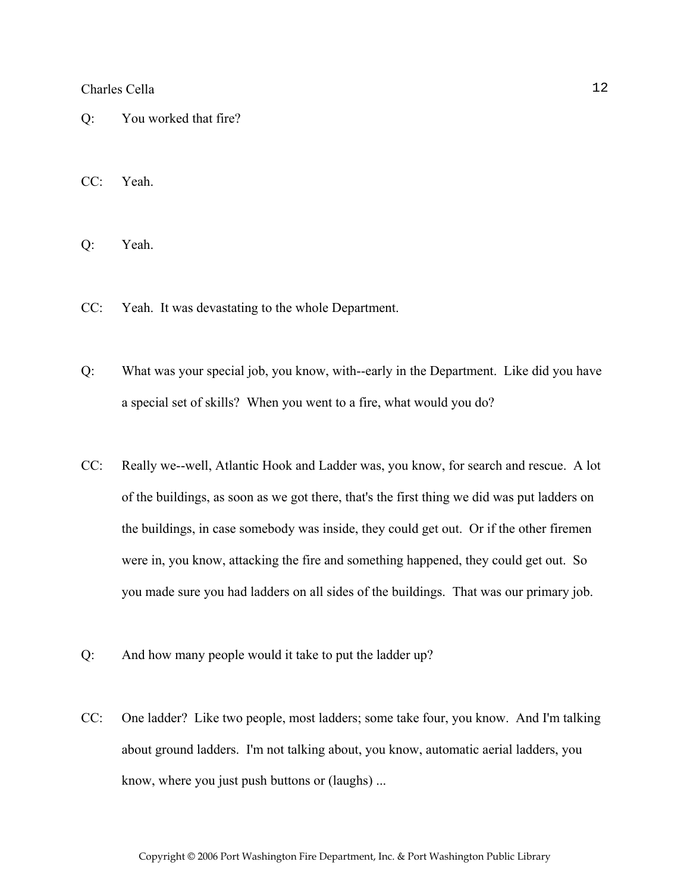Q: You worked that fire?

CC: Yeah.

Q: Yeah.

CC: Yeah. It was devastating to the whole Department.

Q: What was your special job, you know, with--early in the Department. Like did you have a special set of skills? When you went to a fire, what would you do?

CC: Really we--well, Atlantic Hook and Ladder was, you know, for search and rescue. A lot of the buildings, as soon as we got there, that's the first thing we did was put ladders on the buildings, in case somebody was inside, they could get out. Or if the other firemen were in, you know, attacking the fire and something happened, they could get out. So you made sure you had ladders on all sides of the buildings. That was our primary job.

Q: And how many people would it take to put the ladder up?

CC: One ladder? Like two people, most ladders; some take four, you know. And I'm talking about ground ladders. I'm not talking about, you know, automatic aerial ladders, you know, where you just push buttons or (laughs) ...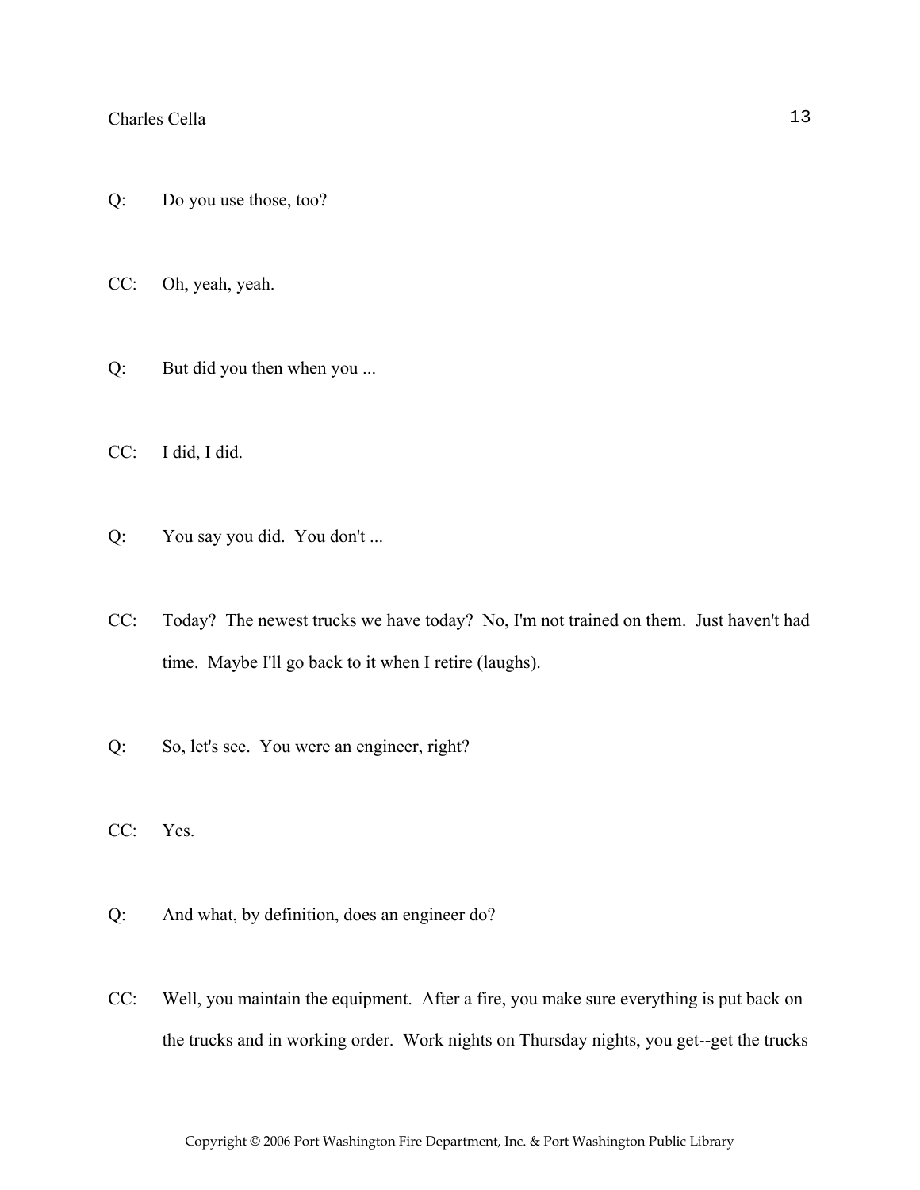Q: Do you use those, too?

CC: Oh, yeah, yeah.

Q: But did you then when you ...

CC: I did, I did.

Q: You say you did. You don't ...

CC: Today? The newest trucks we have today? No, I'm not trained on them. Just haven't had time. Maybe I'll go back to it when I retire (laughs).

Q: So, let's see. You were an engineer, right?

CC: Yes.

Q: And what, by definition, does an engineer do?

CC: Well, you maintain the equipment. After a fire, you make sure everything is put back on the trucks and in working order. Work nights on Thursday nights, you get--get the trucks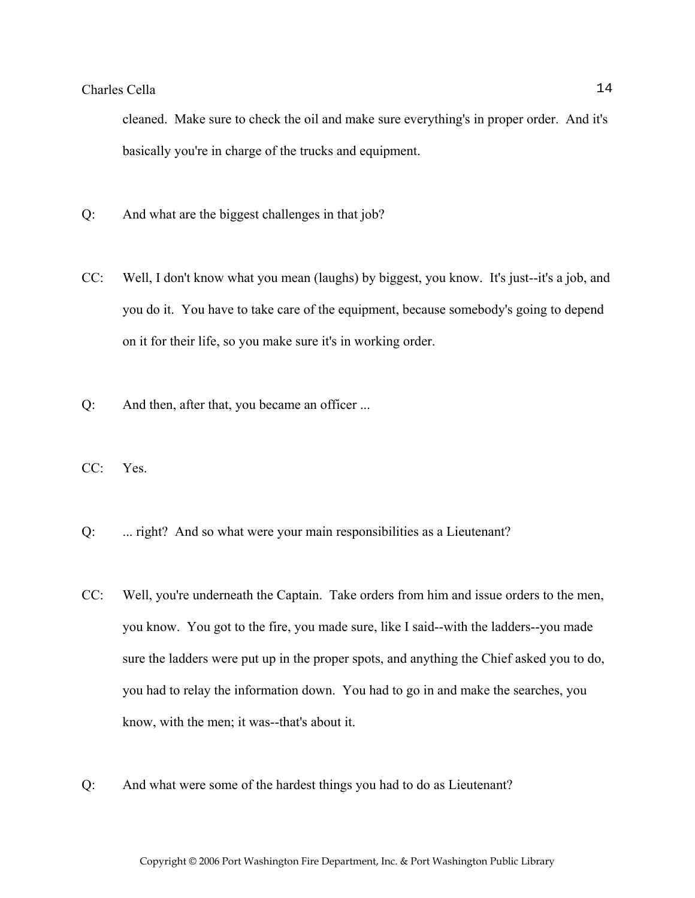cleaned. Make sure to check the oil and make sure everything's in proper order. And it's basically you're in charge of the trucks and equipment.

Q: And what are the biggest challenges in that job?

CC: Well, I don't know what you mean (laughs) by biggest, you know. It's just--it's a job, and you do it. You have to take care of the equipment, because somebody's going to depend on it for their life, so you make sure it's in working order.

Q: And then, after that, you became an officer ...

CC: Yes.

Q: ... right? And so what were your main responsibilities as a Lieutenant?

CC: Well, you're underneath the Captain. Take orders from him and issue orders to the men, you know. You got to the fire, you made sure, like I said--with the ladders--you made sure the ladders were put up in the proper spots, and anything the Chief asked you to do, you had to relay the information down. You had to go in and make the searches, you know, with the men; it was--that's about it.

Q: And what were some of the hardest things you had to do as Lieutenant?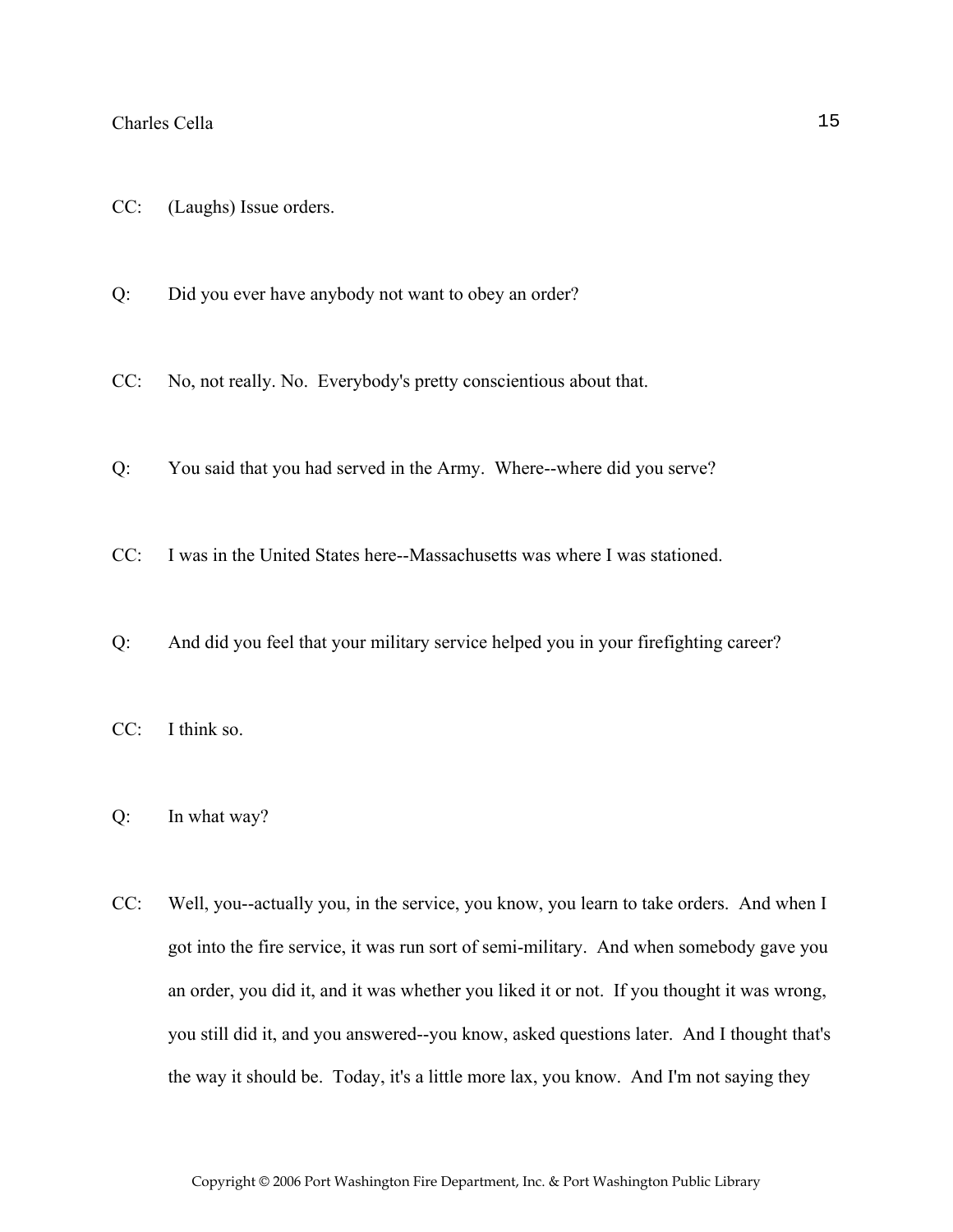CC: (Laughs) Issue orders.

Q: Did you ever have anybody not want to obey an order?

CC: No, not really. No. Everybody's pretty conscientious about that.

Q: You said that you had served in the Army. Where--where did you serve?

CC: I was in the United States here--Massachusetts was where I was stationed.

Q: And did you feel that your military service helped you in your firefighting career?

CC: I think so.

Q: In what way?

CC: Well, you--actually you, in the service, you know, you learn to take orders. And when I got into the fire service, it was run sort of semi-military. And when somebody gave you an order, you did it, and it was whether you liked it or not. If you thought it was wrong, you still did it, and you answered--you know, asked questions later. And I thought that's the way it should be. Today, it's a little more lax, you know. And I'm not saying they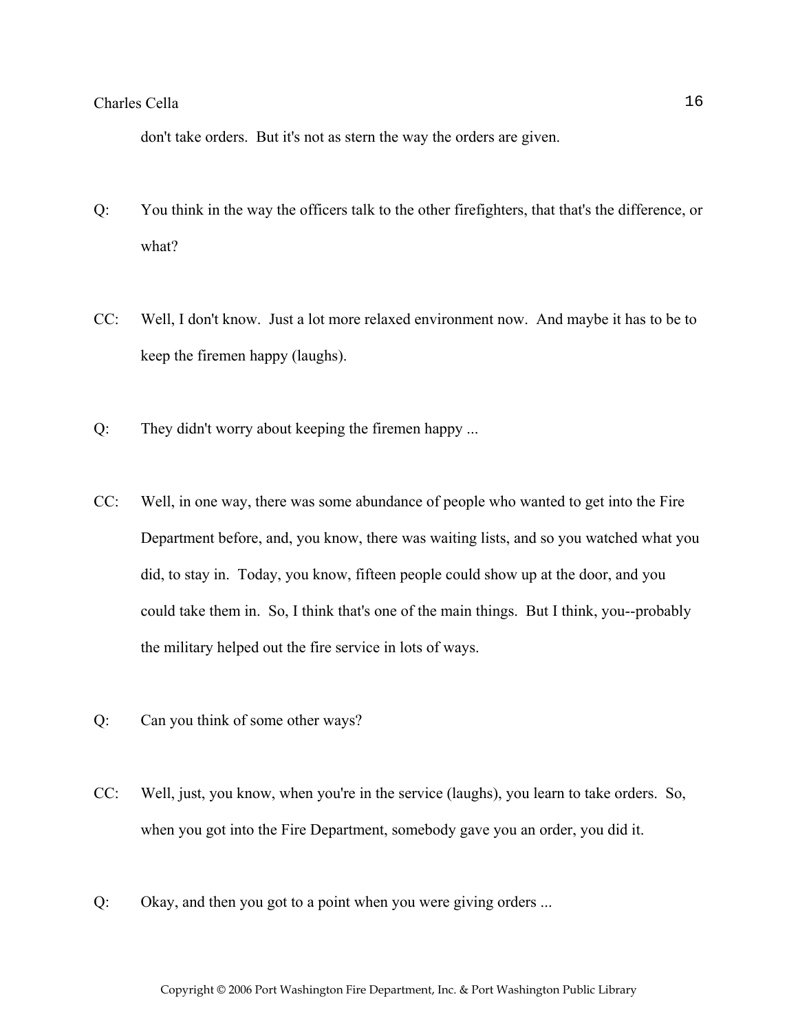don't take orders. But it's not as stern the way the orders are given.

Q: You think in the way the officers talk to the other firefighters, that that's the difference, or what?

CC: Well, I don't know. Just a lot more relaxed environment now. And maybe it has to be to keep the firemen happy (laughs).

Q: They didn't worry about keeping the firemen happy ...

CC: Well, in one way, there was some abundance of people who wanted to get into the Fire Department before, and, you know, there was waiting lists, and so you watched what you did, to stay in. Today, you know, fifteen people could show up at the door, and you could take them in. So, I think that's one of the main things. But I think, you--probably the military helped out the fire service in lots of ways.

Q: Can you think of some other ways?

CC: Well, just, you know, when you're in the service (laughs), you learn to take orders. So, when you got into the Fire Department, somebody gave you an order, you did it.

Q: Okay, and then you got to a point when you were giving orders ...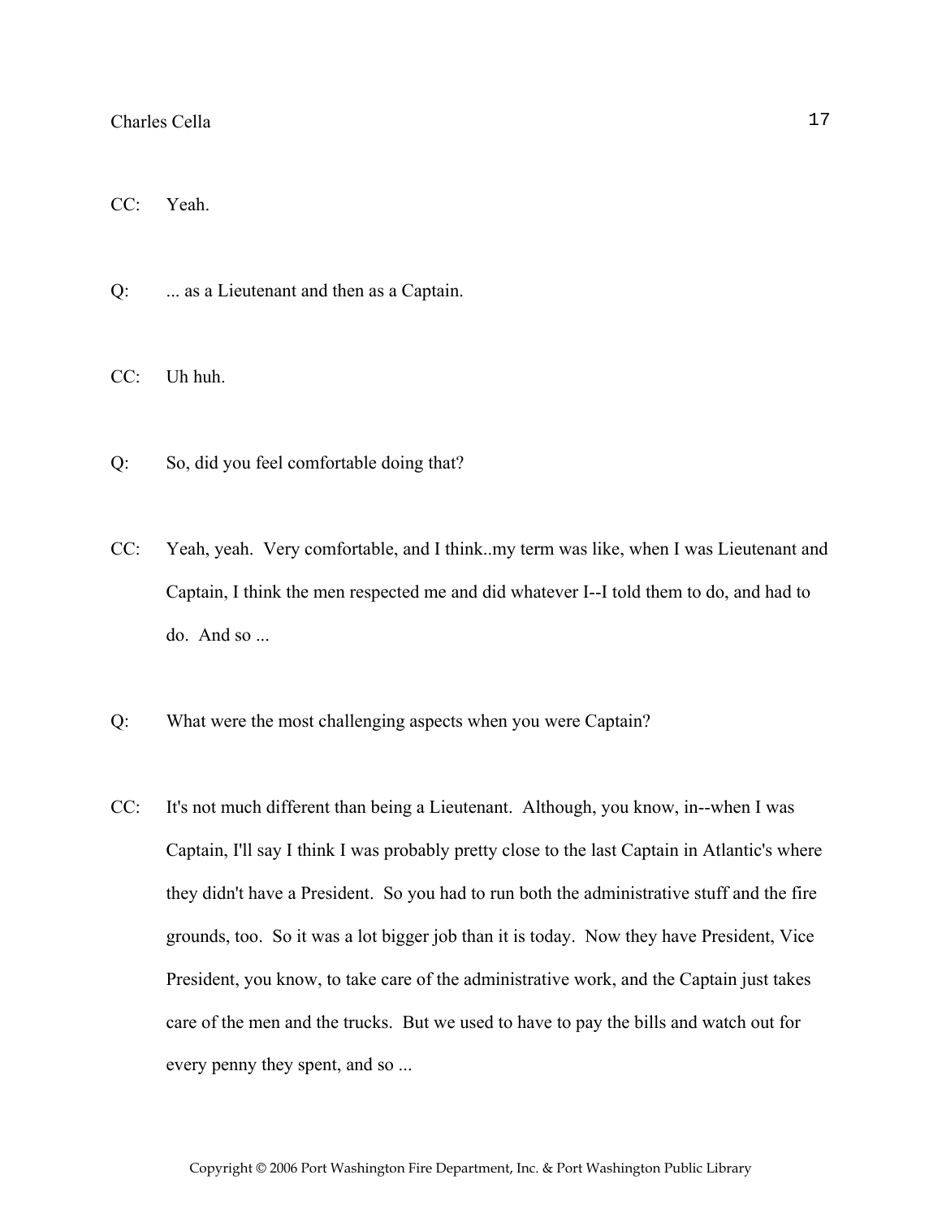CC: Yeah.

Q: ... as a Lieutenant and then as a Captain.

CC: Uh huh.

Q: So, did you feel comfortable doing that?

CC: Yeah, yeah. Very comfortable, and I think..my term was like, when I was Lieutenant and Captain, I think the men respected me and did whatever I--I told them to do, and had to do. And so ...

Q: What were the most challenging aspects when you were Captain?

CC: It's not much different than being a Lieutenant. Although, you know, in--when I was Captain, I'll say I think I was probably pretty close to the last Captain in Atlantic's where they didn't have a President. So you had to run both the administrative stuff and the fire grounds, too. So it was a lot bigger job than it is today. Now they have President, Vice President, you know, to take care of the administrative work, and the Captain just takes care of the men and the trucks. But we used to have to pay the bills and watch out for every penny they spent, and so ...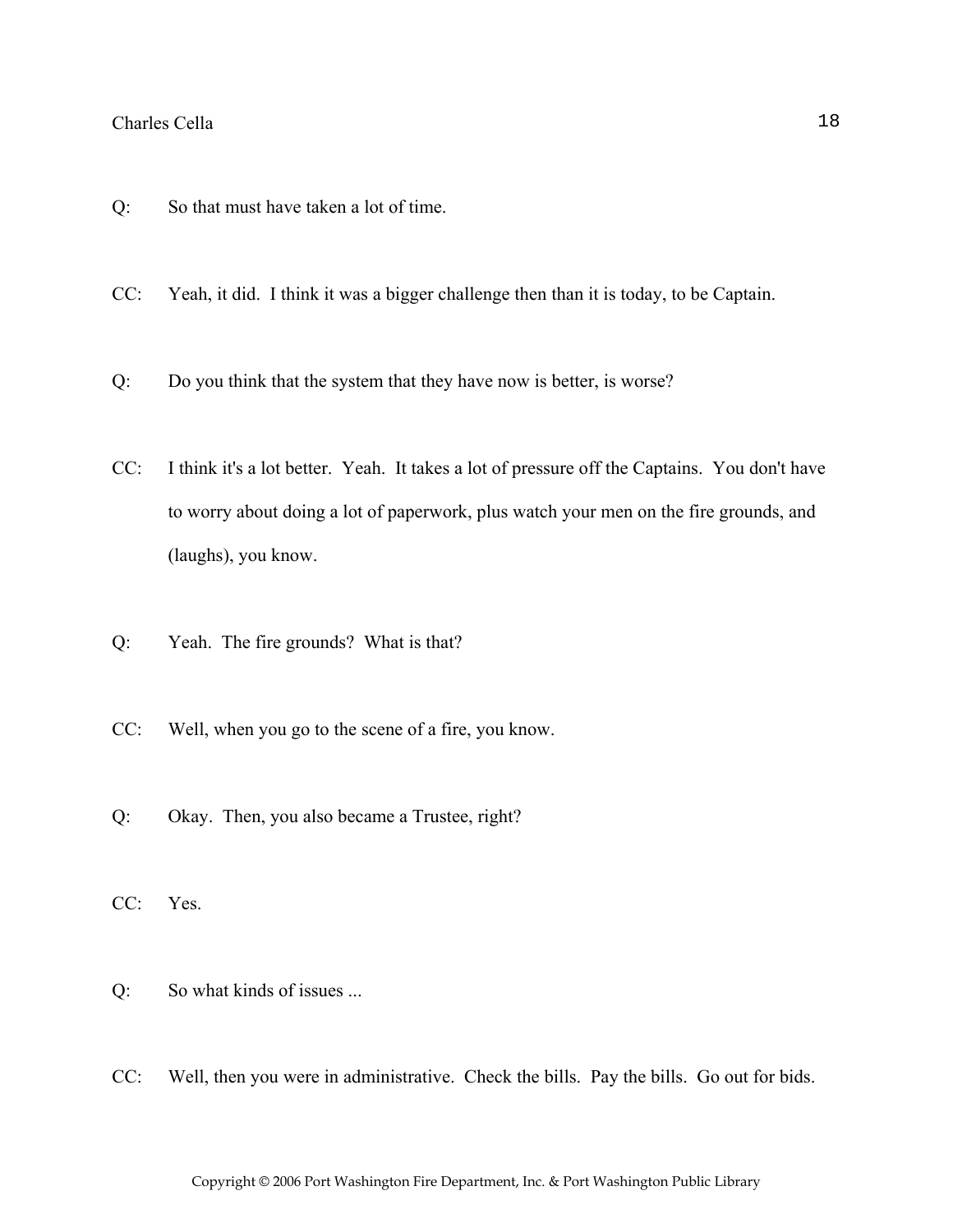Q: So that must have taken a lot of time.

CC: Yeah, it did. I think it was a bigger challenge then than it is today, to be Captain.

Q: Do you think that the system that they have now is better, is worse?

CC: I think it's a lot better. Yeah. It takes a lot of pressure off the Captains. You don't have to worry about doing a lot of paperwork, plus watch your men on the fire grounds, and (laughs), you know.

Q: Yeah. The fire grounds? What is that?

CC: Well, when you go to the scene of a fire, you know.

Q: Okay. Then, you also became a Trustee, right?

CC: Yes.

Q: So what kinds of issues ...

CC: Well, then you were in administrative. Check the bills. Pay the bills. Go out for bids.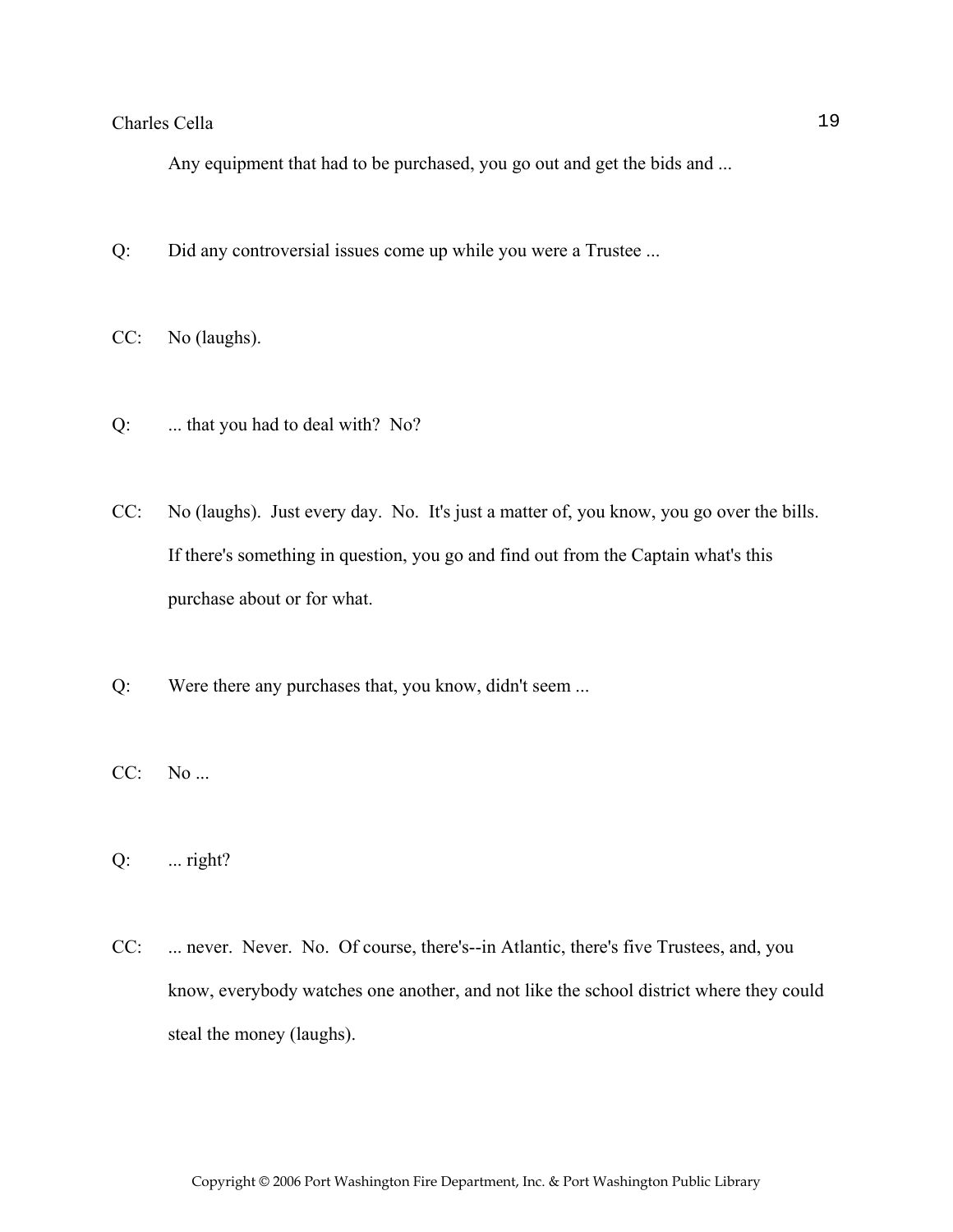Any equipment that had to be purchased, you go out and get the bids and ...

Q: Did any controversial issues come up while you were a Trustee ...

CC: No (laughs).

Q: ... that you had to deal with? No?

CC: No (laughs). Just every day. No. It's just a matter of, you know, you go over the bills. If there's something in question, you go and find out from the Captain what's this purchase about or for what.

Q: Were there any purchases that, you know, didn't seem ...

CC: No ...

Q: ... right?

CC: ... never. Never. No. Of course, there's--in Atlantic, there's five Trustees, and, you know, everybody watches one another, and not like the school district where they could steal the money (laughs).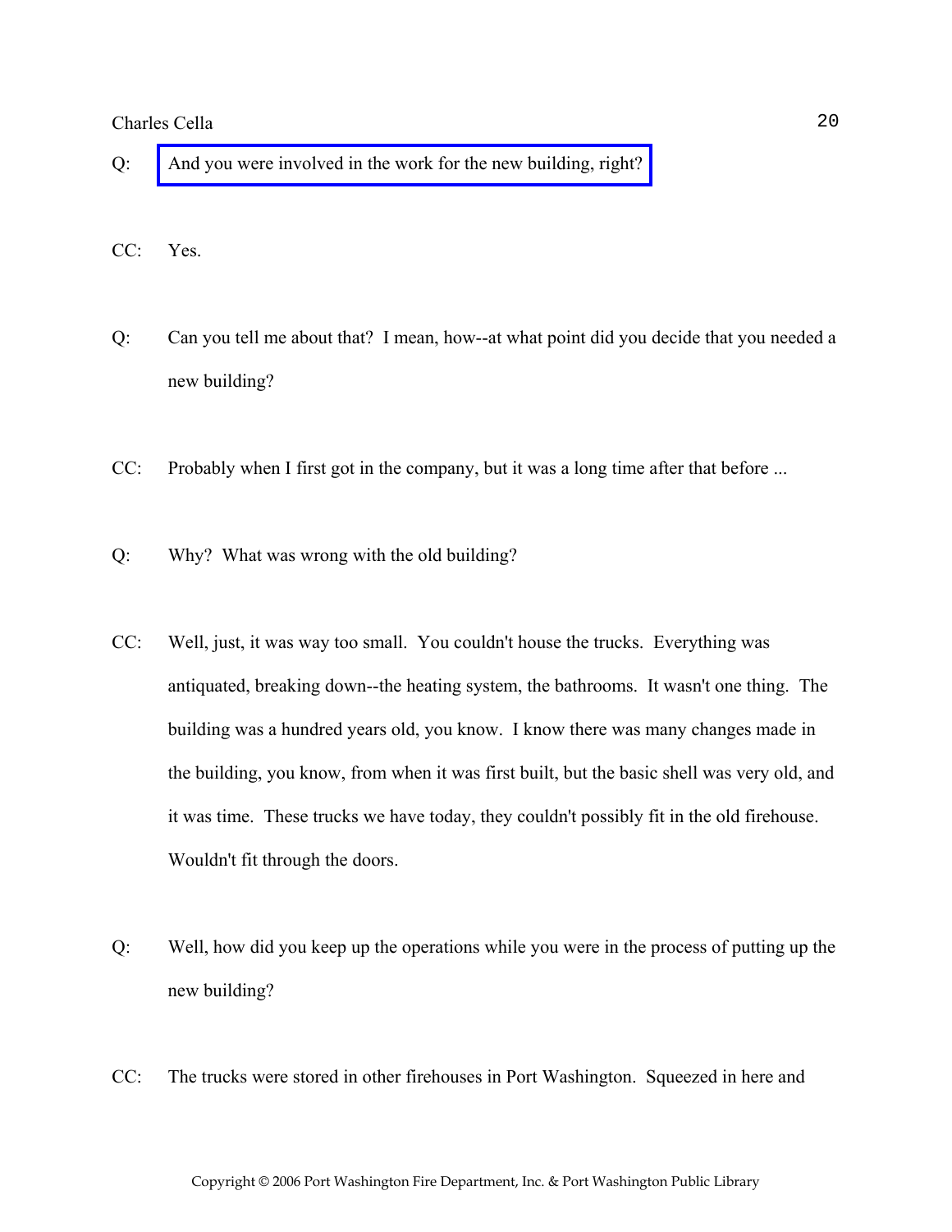Q: And you were involved in the work for the new building, right?

CC: Yes.

Q: Can you tell me about that? I mean, how--at what point did you decide that you needed a new building?

CC: Probably when I first got in the company, but it was a long time after that before ...

Q: Why? What was wrong with the old building?

CC: Well, just, it was way too small. You couldn't house the trucks. Everything was antiquated, breaking down--the heating system, the bathrooms. It wasn't one thing. The building was a hundred years old, you know. I know there was many changes made in the building, you know, from when it was first built, but the basic shell was very old, and it was time. These trucks we have today, they couldn't possibly fit in the old firehouse. Wouldn't fit through the doors.

Q: Well, how did you keep up the operations while you were in the process of putting up the new building?

CC: The trucks were stored in other firehouses in Port Washington. Squeezed in here and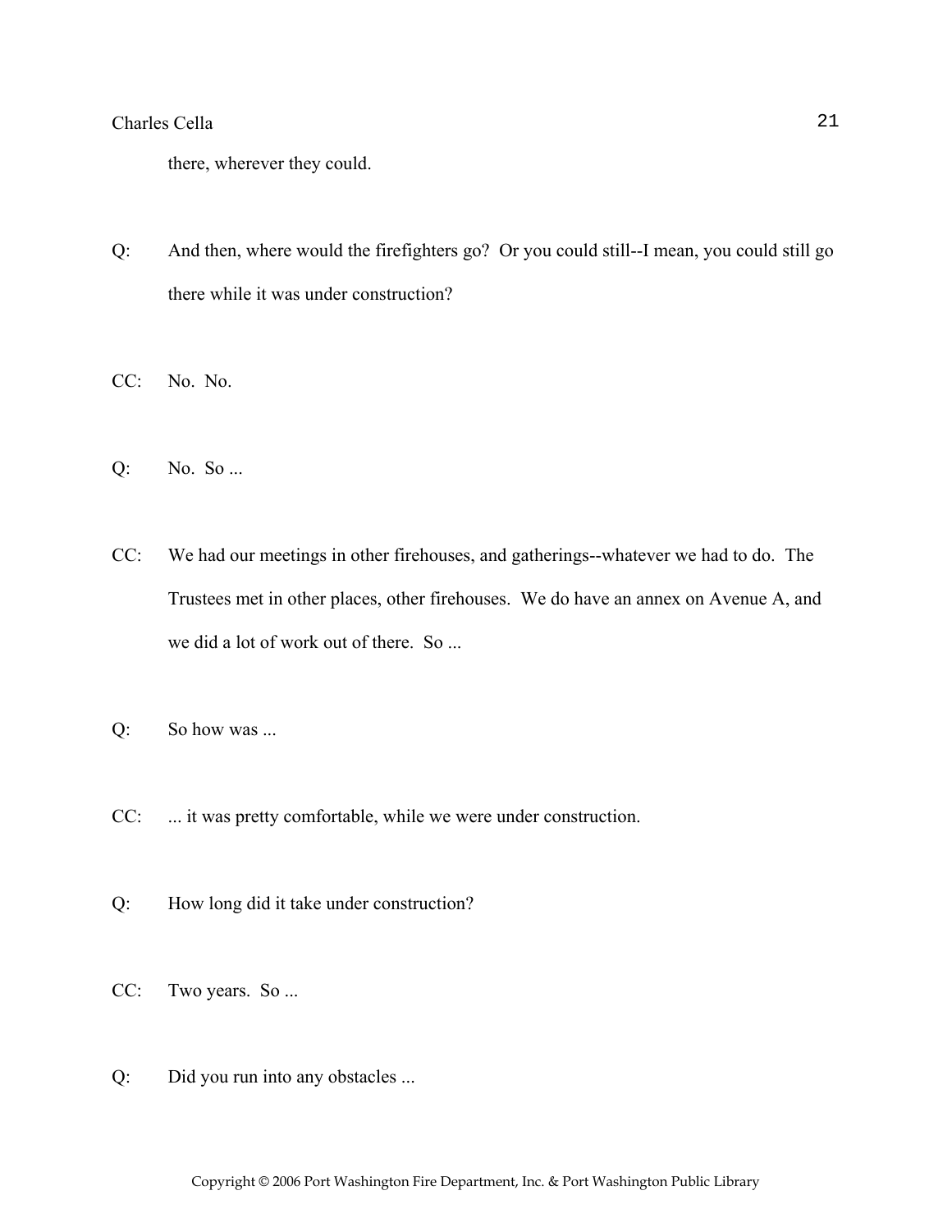there, wherever they could.

Q: And then, where would the firefighters go? Or you could still--I mean, you could still go there while it was under construction?

CC: No. No.

Q: No. So ...

CC: We had our meetings in other firehouses, and gatherings--whatever we had to do. The Trustees met in other places, other firehouses. We do have an annex on Avenue A, and we did a lot of work out of there. So ...

Q: So how was ...

CC: ... it was pretty comfortable, while we were under construction.

Q: How long did it take under construction?

CC: Two years. So ...

Q: Did you run into any obstacles ...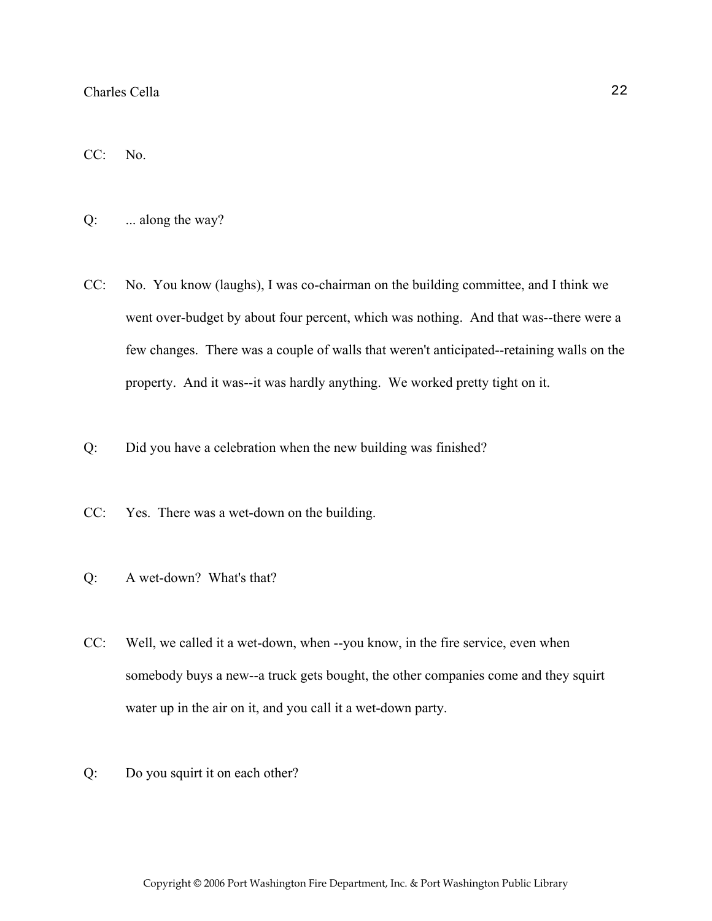CC: No.

Q: ... along the way?

CC: No. You know (laughs), I was co-chairman on the building committee, and I think we went over-budget by about four percent, which was nothing. And that was--there were a few changes. There was a couple of walls that weren't anticipated--retaining walls on the property. And it was--it was hardly anything. We worked pretty tight on it.

Q: Did you have a celebration when the new building was finished?

CC: Yes. There was a wet-down on the building.

Q: A wet-down? What's that?

CC: Well, we called it a wet-down, when --you know, in the fire service, even when somebody buys a new--a truck gets bought, the other companies come and they squirt water up in the air on it, and you call it a wet-down party.

Q: Do you squirt it on each other?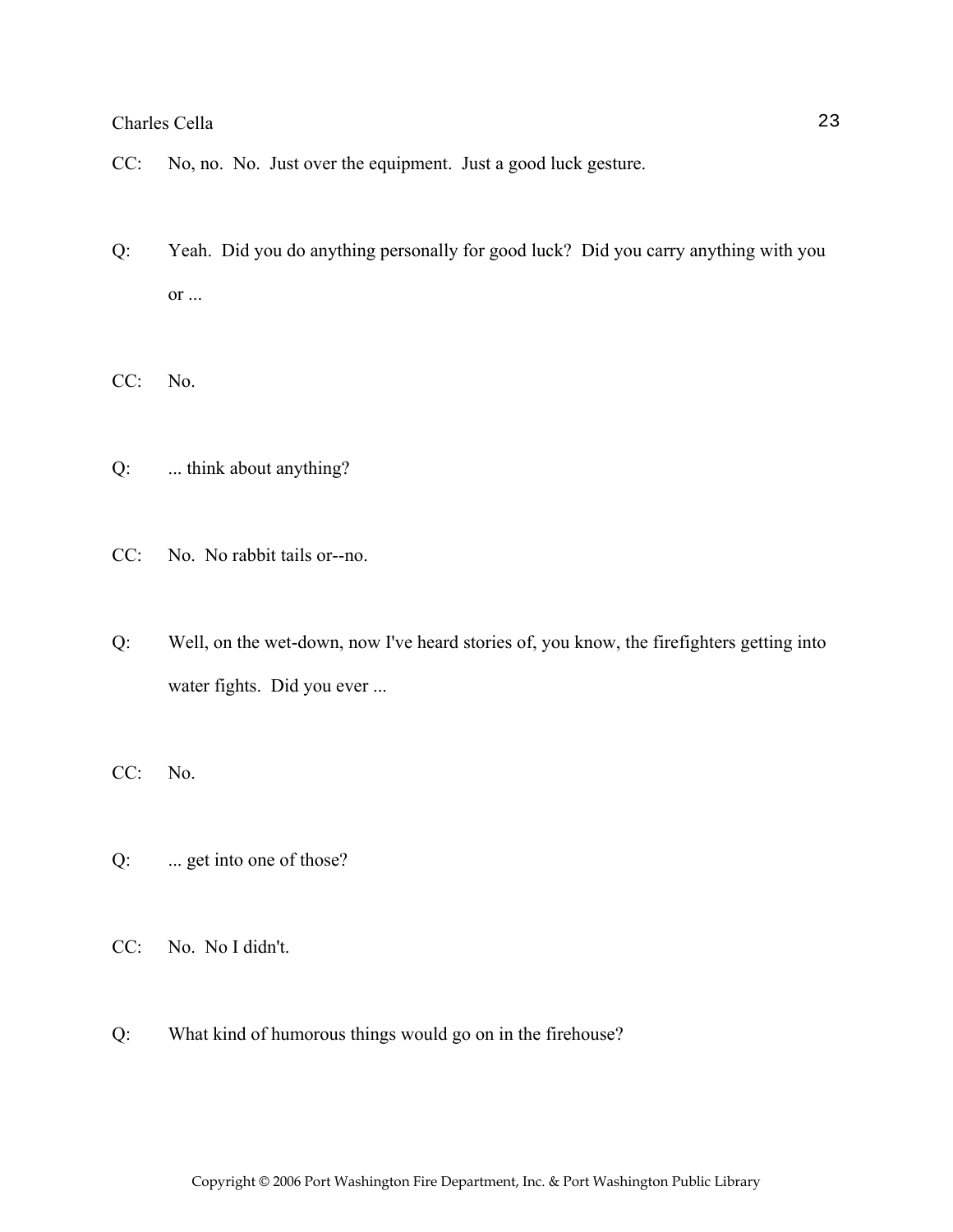CC: No, no. No. Just over the equipment. Just a good luck gesture.

Q: Yeah. Did you do anything personally for good luck? Did you carry anything with you or ...

CC: No.

Q: ... think about anything?

CC: No. No rabbit tails or--no.

Q: Well, on the wet-down, now I've heard stories of, you know, the firefighters getting into water fights. Did you ever ...

CC: No.

Q: ... get into one of those?

CC: No. No I didn't.

Q: What kind of humorous things would go on in the firehouse?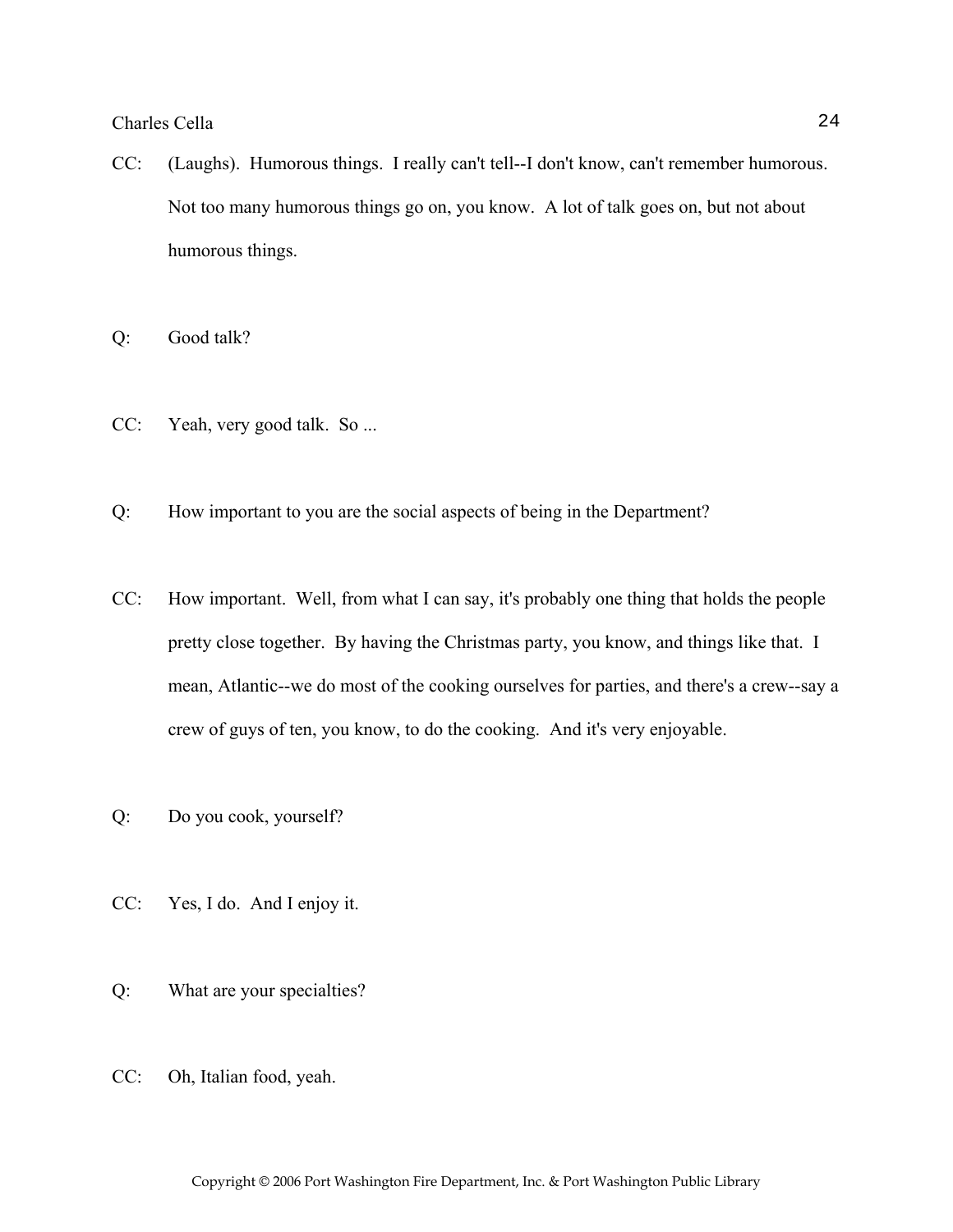CC: (Laughs). Humorous things. I really can't tell--I don't know, can't remember humorous. Not too many humorous things go on, you know. A lot of talk goes on, but not about humorous things.

Q: Good talk?

CC: Yeah, very good talk. So ...

Q: How important to you are the social aspects of being in the Department?

CC: How important. Well, from what I can say, it's probably one thing that holds the people pretty close together. By having the Christmas party, you know, and things like that. I mean, Atlantic--we do most of the cooking ourselves for parties, and there's a crew--say a crew of guys of ten, you know, to do the cooking. And it's very enjoyable.

Q: Do you cook, yourself?

CC: Yes, I do. And I enjoy it.

Q: What are your specialties?

CC: Oh, Italian food, yeah.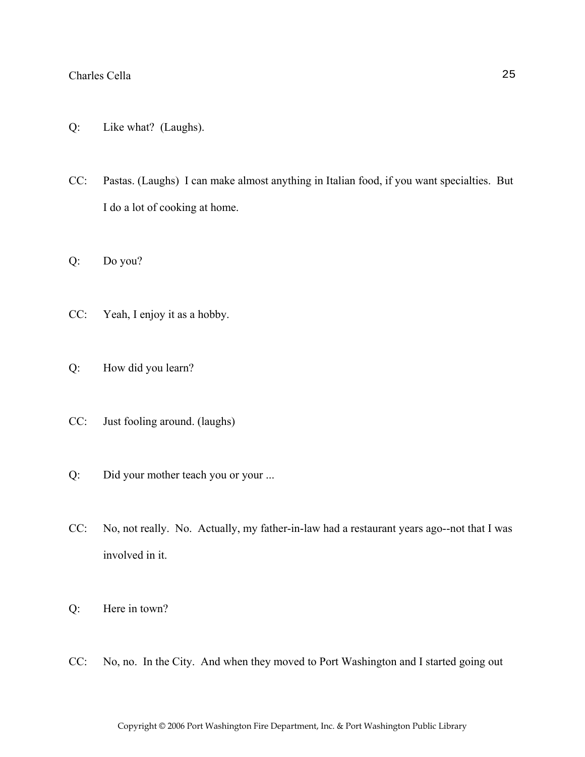Q: Like what? (Laughs).

CC: Pastas. (Laughs) I can make almost anything in Italian food, if you want specialties. But I do a lot of cooking at home.

Q: Do you?

CC: Yeah, I enjoy it as a hobby.

Q: How did you learn?

CC: Just fooling around. (laughs)

Q: Did your mother teach you or your ...

CC: No, not really. No. Actually, my father-in-law had a restaurant years ago--not that I was involved in it.

Q: Here in town?

CC: No, no. In the City. And when they moved to Port Washington and I started going out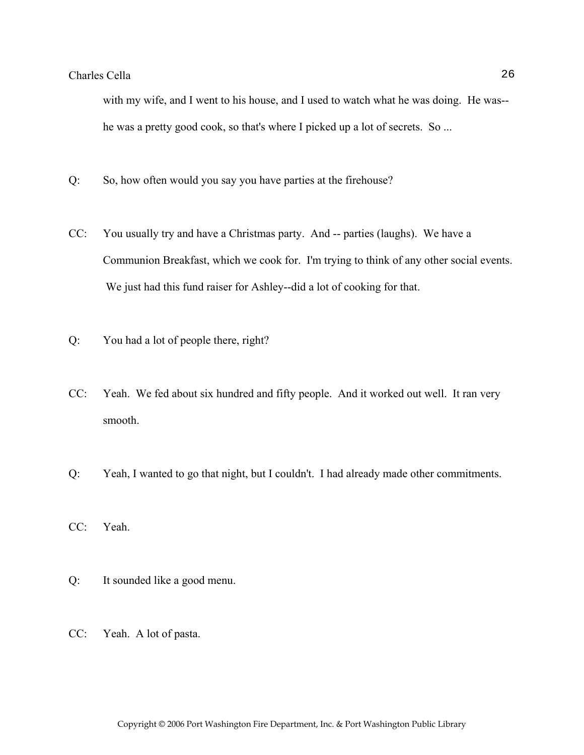with my wife, and I went to his house, and I used to watch what he was doing. He was--he was a pretty good cook, so that's where I picked up a lot of secrets. So ...

Q: So, how often would you say you have parties at the firehouse?

CC: You usually try and have a Christmas party. And -- parties (laughs). We have a Communion Breakfast, which we cook for. I'm trying to think of any other social events. We just had this fund raiser for Ashley--did a lot of cooking for that.

Q: You had a lot of people there, right?

CC: Yeah. We fed about six hundred and fifty people. And it worked out well. It ran very smooth.

Q: Yeah, I wanted to go that night, but I couldn't. I had already made other commitments.

CC: Yeah.

Q: It sounded like a good menu.

CC: Yeah. A lot of pasta.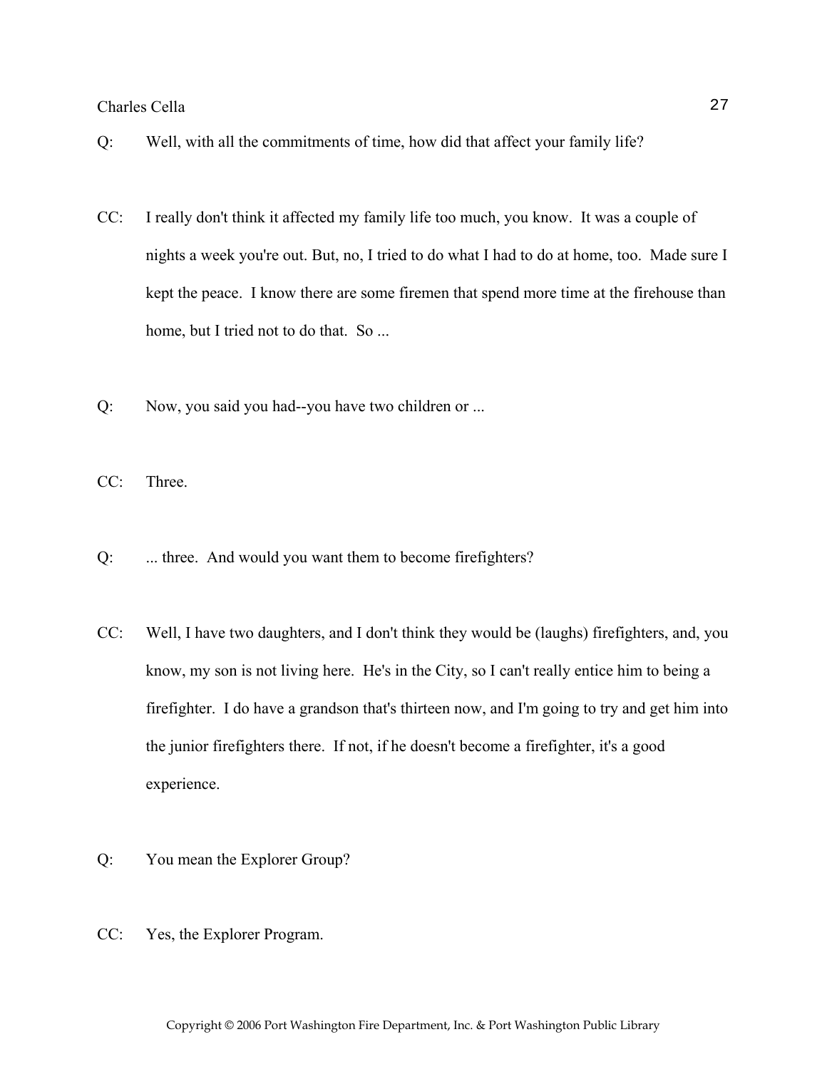Q: Well, with all the commitments of time, how did that affect your family life?

CC: I really don't think it affected my family life too much, you know. It was a couple of nights a week you're out. But, no, I tried to do what I had to do at home, too. Made sure I kept the peace. I know there are some firemen that spend more time at the firehouse than home, but I tried not to do that. So ...

Q: Now, you said you had--you have two children or ...

CC: Three.

Q: ... three. And would you want them to become firefighters?

CC: Well, I have two daughters, and I don't think they would be (laughs) firefighters, and, you know, my son is not living here. He's in the City, so I can't really entice him to being a firefighter. I do have a grandson that's thirteen now, and I'm going to try and get him into the junior firefighters there. If not, if he doesn't become a firefighter, it's a good experience.

Q: You mean the Explorer Group?

CC: Yes, the Explorer Program.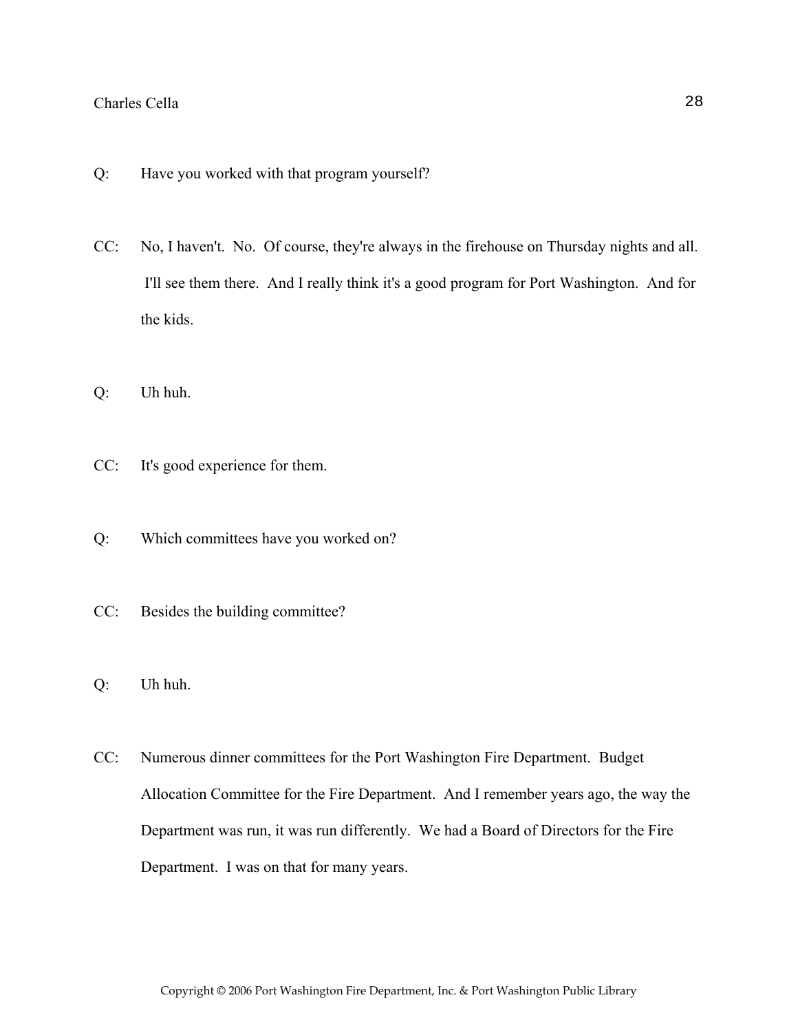Q: Have you worked with that program yourself?

CC: No, I haven't. No. Of course, they're always in the firehouse on Thursday nights and all. I'll see them there. And I really think it's a good program for Port Washington. And for the kids.

Q: Uh huh.

CC: It's good experience for them.

Q: Which committees have you worked on?

CC: Besides the building committee?

Q: Uh huh.

CC: Numerous dinner committees for the Port Washington Fire Department. Budget Allocation Committee for the Fire Department. And I remember years ago, the way the Department was run, it was run differently. We had a Board of Directors for the Fire Department. I was on that for many years.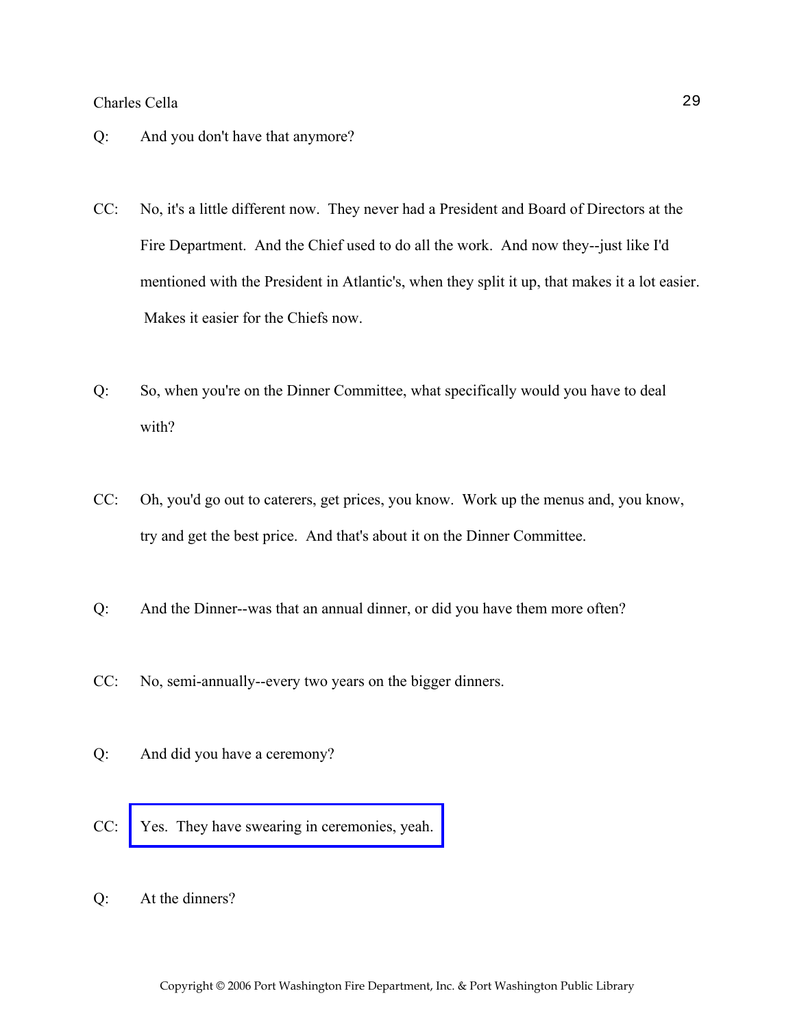Q: And you don't have that anymore?

CC: No, it's a little different now. They never had a President and Board of Directors at the Fire Department. And the Chief used to do all the work. And now they--just like I'd mentioned with the President in Atlantic's, when they split it up, that makes it a lot easier. Makes it easier for the Chiefs now.

Q: So, when you're on the Dinner Committee, what specifically would you have to deal with?

CC: Oh, you'd go out to caterers, get prices, you know. Work up the menus and, you know, try and get the best price. And that's about it on the Dinner Committee.

Q: And the Dinner--was that an annual dinner, or did you have them more often?

CC: No, semi-annually--every two years on the bigger dinners.

Q: And did you have a ceremony?

CC: Yes. They have swearing in ceremonies, yeah.

Q: At the dinners?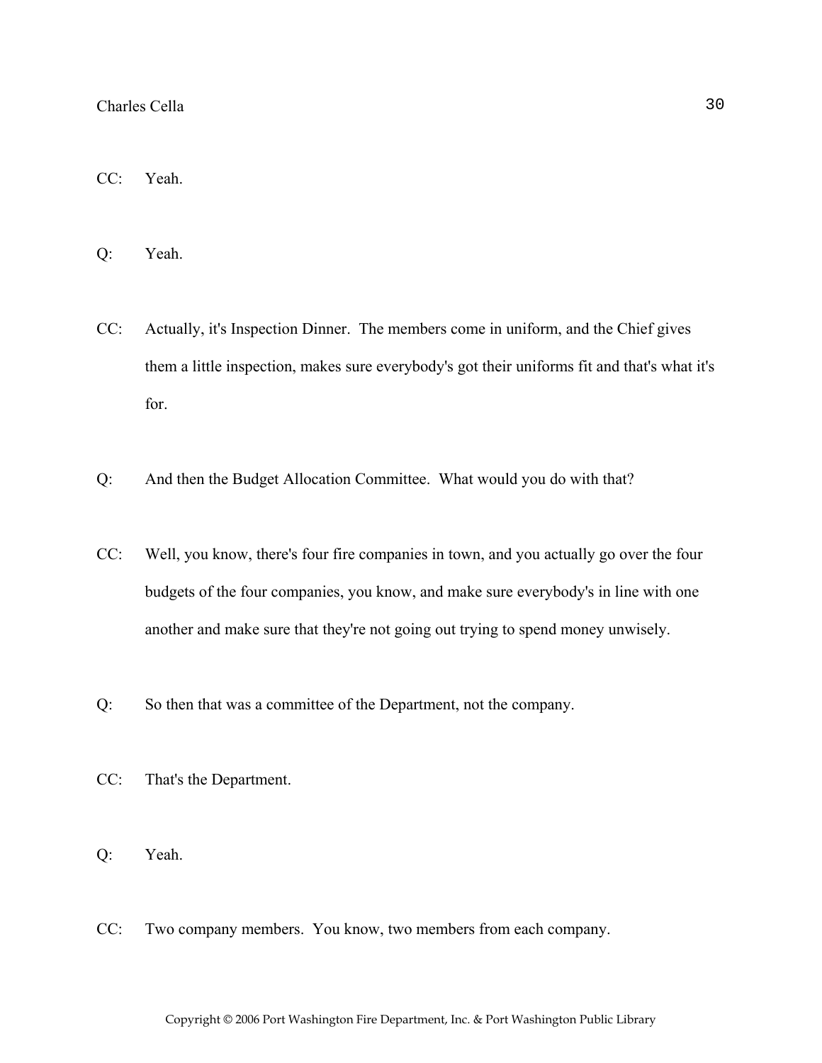CC: Yeah.

Q: Yeah.

CC: Actually, it's Inspection Dinner. The members come in uniform, and the Chief gives them a little inspection, makes sure everybody's got their uniforms fit and that's what it's for.

Q: And then the Budget Allocation Committee. What would you do with that?

CC: Well, you know, there's four fire companies in town, and you actually go over the four budgets of the four companies, you know, and make sure everybody's in line with one another and make sure that they're not going out trying to spend money unwisely.

Q: So then that was a committee of the Department, not the company.

CC: That's the Department.

Q: Yeah.

CC: Two company members. You know, two members from each company.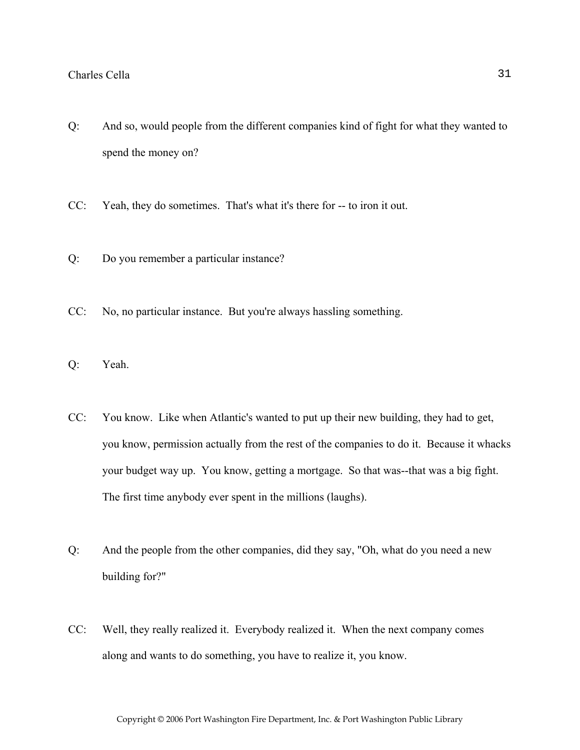Q: And so, would people from the different companies kind of fight for what they wanted to spend the money on?

CC: Yeah, they do sometimes. That's what it's there for -- to iron it out.

Q: Do you remember a particular instance?

CC: No, no particular instance. But you're always hassling something.

Q: Yeah.

CC: You know. Like when Atlantic's wanted to put up their new building, they had to get, you know, permission actually from the rest of the companies to do it. Because it whacks your budget way up. You know, getting a mortgage. So that was--that was a big fight. The first time anybody ever spent in the millions (laughs).

Q: And the people from the other companies, did they say, "Oh, what do you need a new building for?"

CC: Well, they really realized it. Everybody realized it. When the next company comes along and wants to do something, you have to realize it, you know.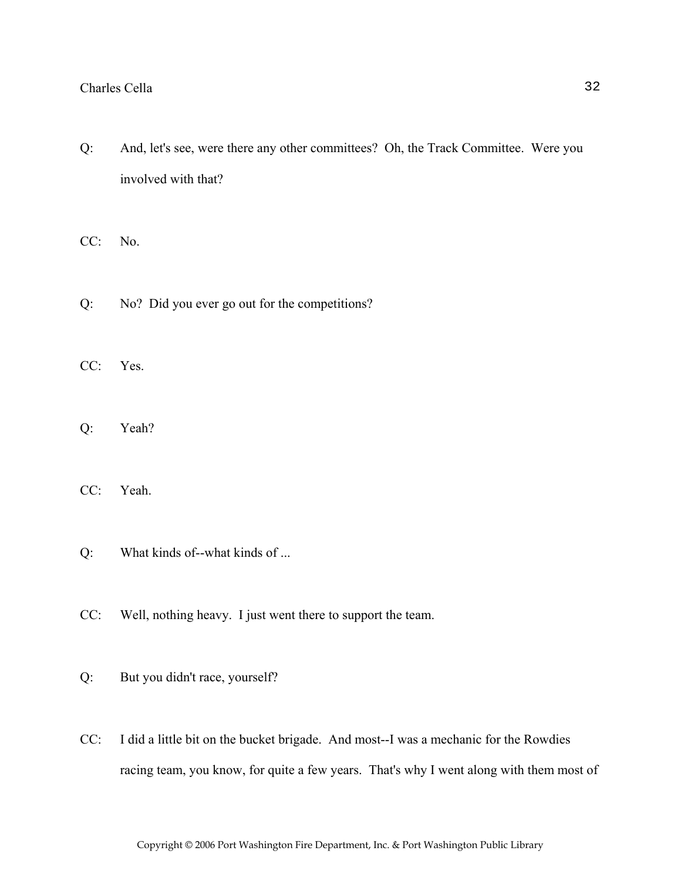Q: And, let's see, were there any other committees? Oh, the Track Committee. Were you involved with that?

CC: No.

Q: No? Did you ever go out for the competitions?

CC: Yes.

Q: Yeah?

CC: Yeah.

Q: What kinds of--what kinds of ...

CC: Well, nothing heavy. I just went there to support the team.

Q: But you didn't race, yourself?

CC: I did a little bit on the bucket brigade. And most--I was a mechanic for the Rowdies racing team, you know, for quite a few years. That's why I went along with them most of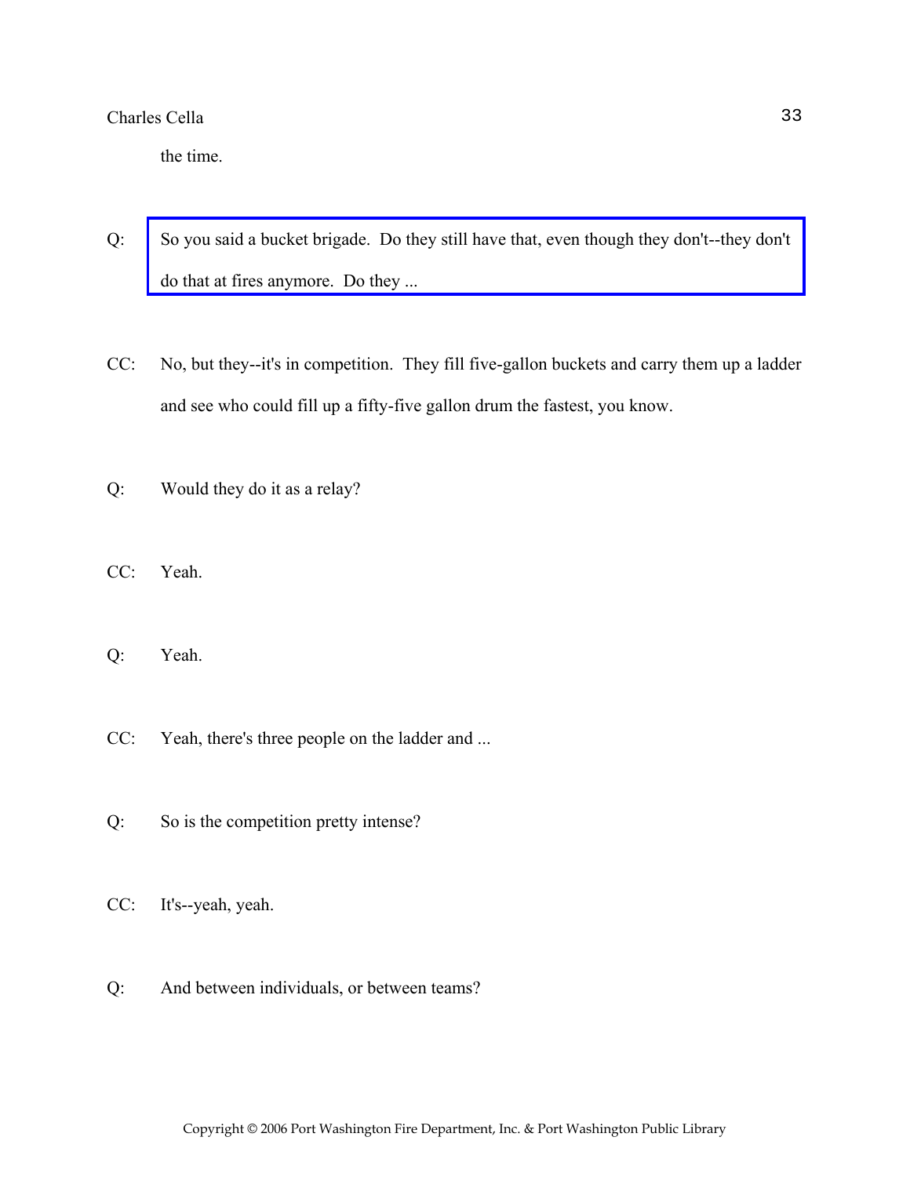the time.

Q: So you said a bucket brigade. Do they still have that, even though they don't--they don't do that at fires anymore. Do they ...

CC: No, but they--it's in competition. They fill five-gallon buckets and carry them up a ladder and see who could fill up a fifty-five gallon drum the fastest, you know.

Q: Would they do it as a relay?

CC: Yeah.

Q: Yeah.

CC: Yeah, there's three people on the ladder and ...

Q: So is the competition pretty intense?

CC: It's--yeah, yeah.

Q: And between individuals, or between teams?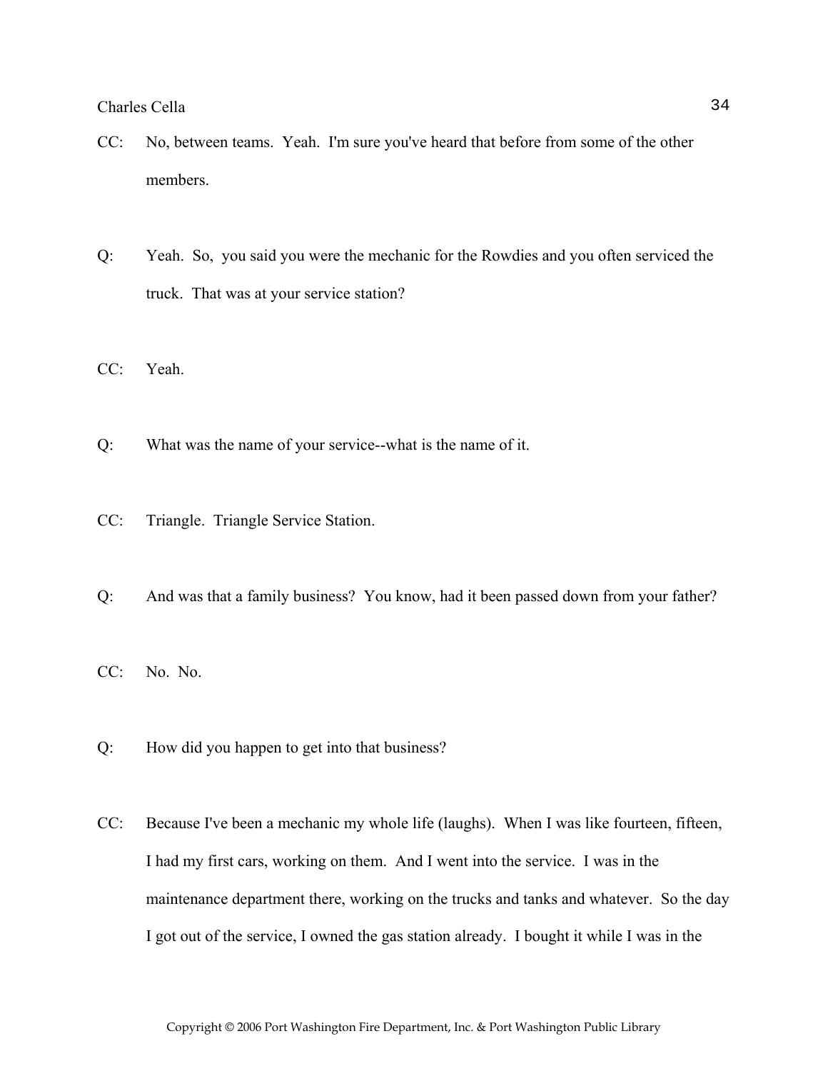CC: No, between teams. Yeah. I'm sure you've heard that before from some of the other members.

Q: Yeah. So, you said you were the mechanic for the Rowdies and you often serviced the truck. That was at your service station?

CC: Yeah.

Q: What was the name of your service--what is the name of it.

CC: Triangle. Triangle Service Station.

Q: And was that a family business? You know, had it been passed down from your father?

CC: No. No.

Q: How did you happen to get into that business?

CC: Because I've been a mechanic my whole life (laughs). When I was like fourteen, fifteen, I had my first cars, working on them. And I went into the service. I was in the maintenance department there, working on the trucks and tanks and whatever. So the day I got out of the service, I owned the gas station already. I bought it while I was in the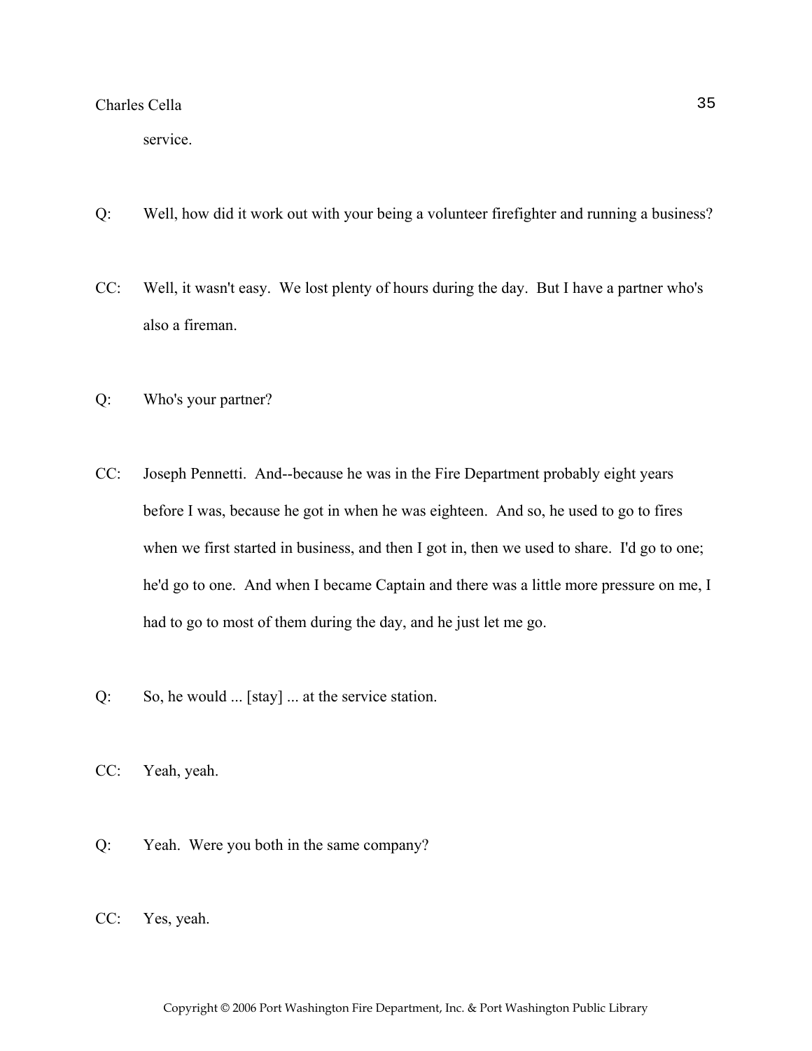service.

Q: Well, how did it work out with your being a volunteer firefighter and running a business?

CC: Well, it wasn't easy. We lost plenty of hours during the day. But I have a partner who's also a fireman.

Q: Who's your partner?

CC: Joseph Pennetti. And--because he was in the Fire Department probably eight years before I was, because he got in when he was eighteen. And so, he used to go to fires when we first started in business, and then I got in, then we used to share. I'd go to one; he'd go to one. And when I became Captain and there was a little more pressure on me, I had to go to most of them during the day, and he just let me go.

Q: So, he would ... [stay] ... at the service station.

CC: Yeah, yeah.

Q: Yeah. Were you both in the same company?

CC: Yes, yeah.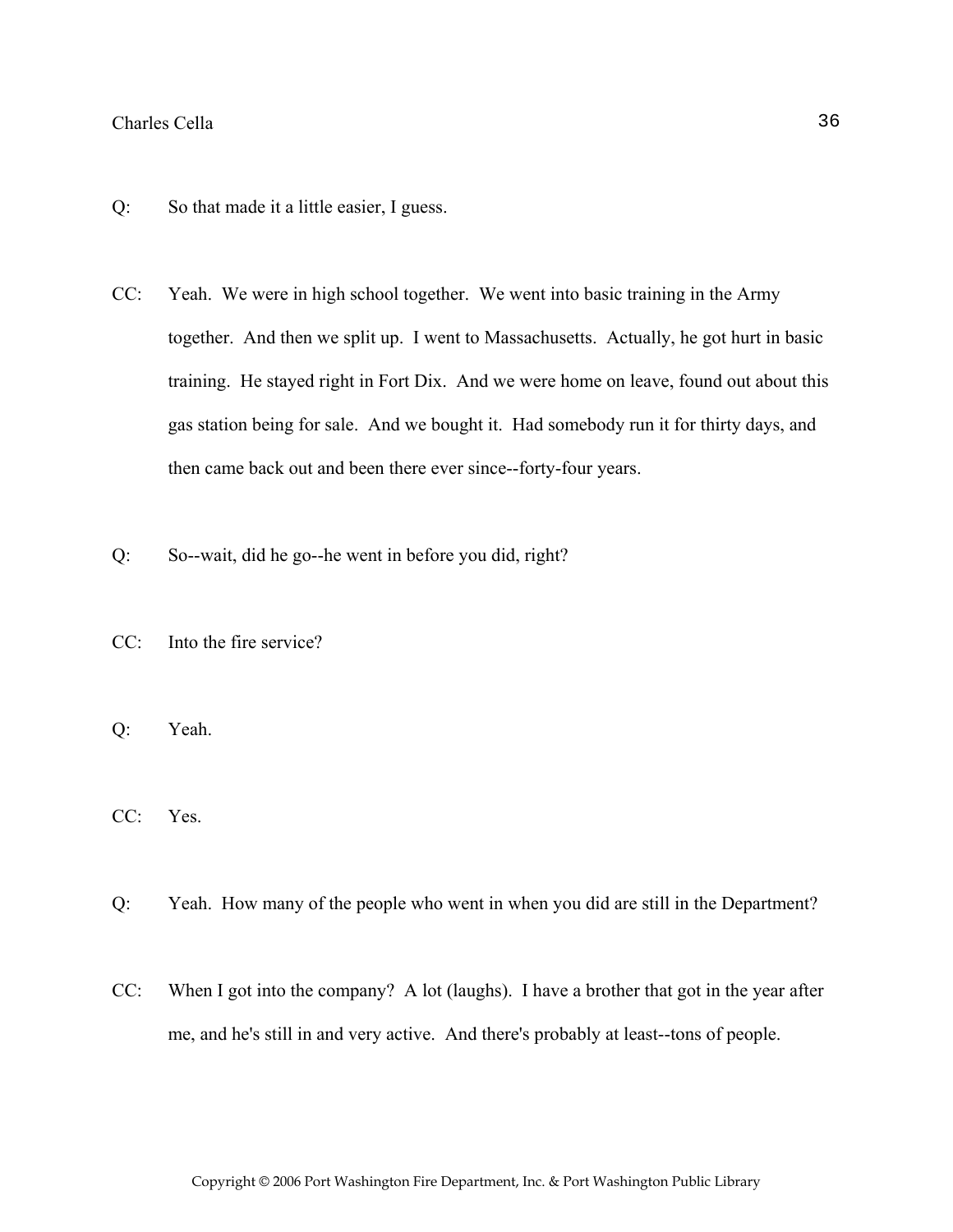Q: So that made it a little easier, I guess.

CC: Yeah. We were in high school together. We went into basic training in the Army together. And then we split up. I went to Massachusetts. Actually, he got hurt in basic training. He stayed right in Fort Dix. And we were home on leave, found out about this gas station being for sale. And we bought it. Had somebody run it for thirty days, and then came back out and been there ever since--forty-four years.

Q: So--wait, did he go--he went in before you did, right?

CC: Into the fire service?

Q: Yeah.

CC: Yes.

Q: Yeah. How many of the people who went in when you did are still in the Department?

CC: When I got into the company? A lot (laughs). I have a brother that got in the year after me, and he's still in and very active. And there's probably at least--tons of people.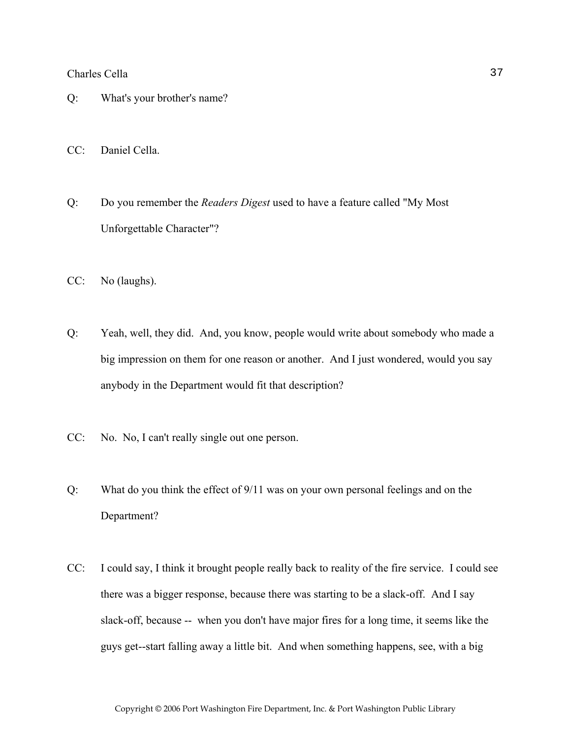Q: What's your brother's name?

CC: Daniel Cella.

Q: Do you remember the *Readers Digest* used to have a feature called "My Most Unforgettable Character"?

CC: No (laughs).

Q: Yeah, well, they did. And, you know, people would write about somebody who made a big impression on them for one reason or another. And I just wondered, would you say anybody in the Department would fit that description?

CC: No. No, I can't really single out one person.

Q: What do you think the effect of 9/11 was on your own personal feelings and on the Department?

CC: I could say, I think it brought people really back to reality of the fire service. I could see there was a bigger response, because there was starting to be a slack-off. And I say slack-off, because -- when you don't have major fires for a long time, it seems like the guys get--start falling away a little bit. And when something happens, see, with a big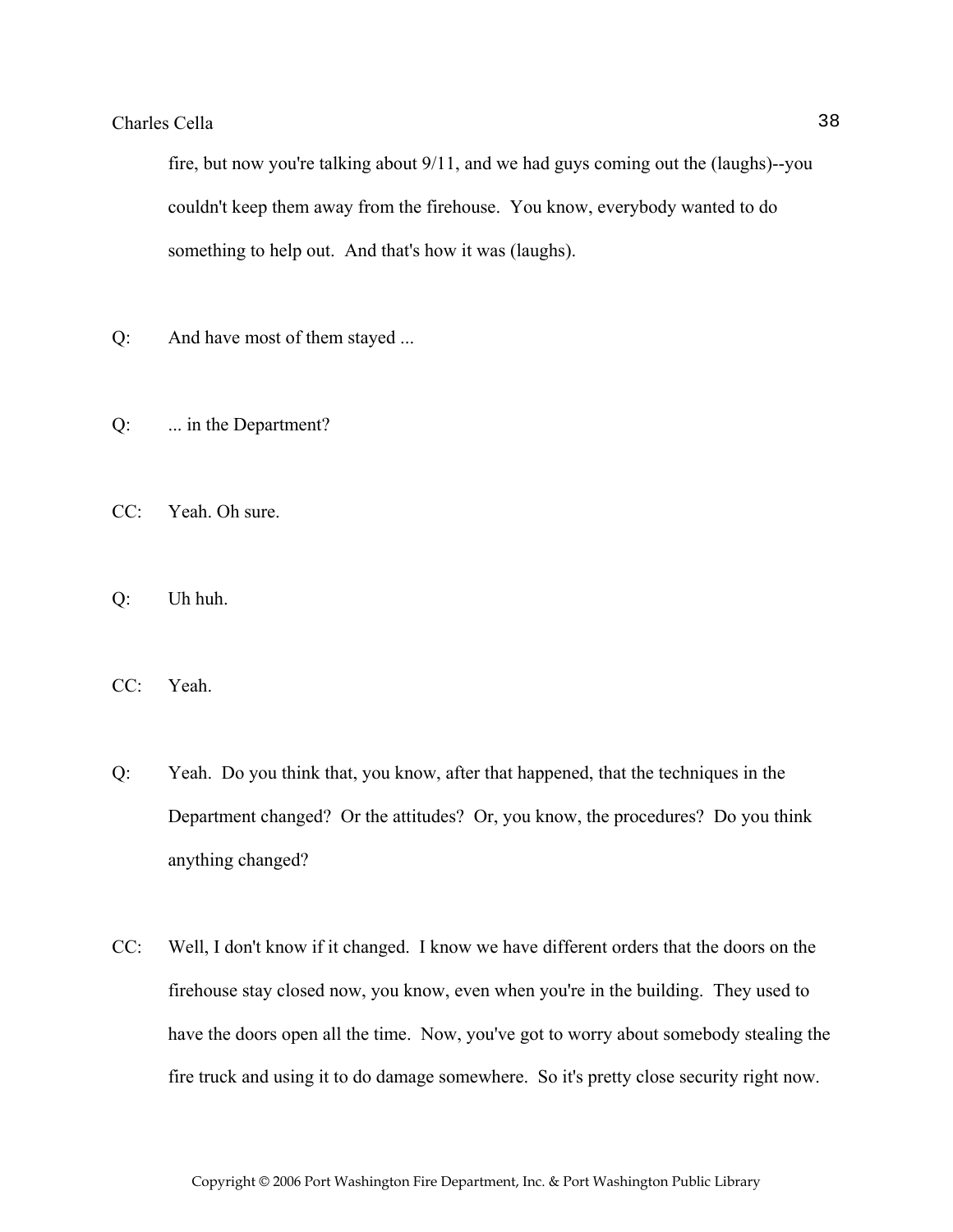fire, but now you're talking about 9/11, and we had guys coming out the (laughs)--you couldn't keep them away from the firehouse. You know, everybody wanted to do something to help out. And that's how it was (laughs).

Q: And have most of them stayed ...

Q: ... in the Department?

CC: Yeah. Oh sure.

Q: Uh huh.

CC: Yeah.

Q: Yeah. Do you think that, you know, after that happened, that the techniques in the Department changed? Or the attitudes? Or, you know, the procedures? Do you think anything changed?

CC: Well, I don't know if it changed. I know we have different orders that the doors on the firehouse stay closed now, you know, even when you're in the building. They used to have the doors open all the time. Now, you've got to worry about somebody stealing the fire truck and using it to do damage somewhere. So it's pretty close security right now.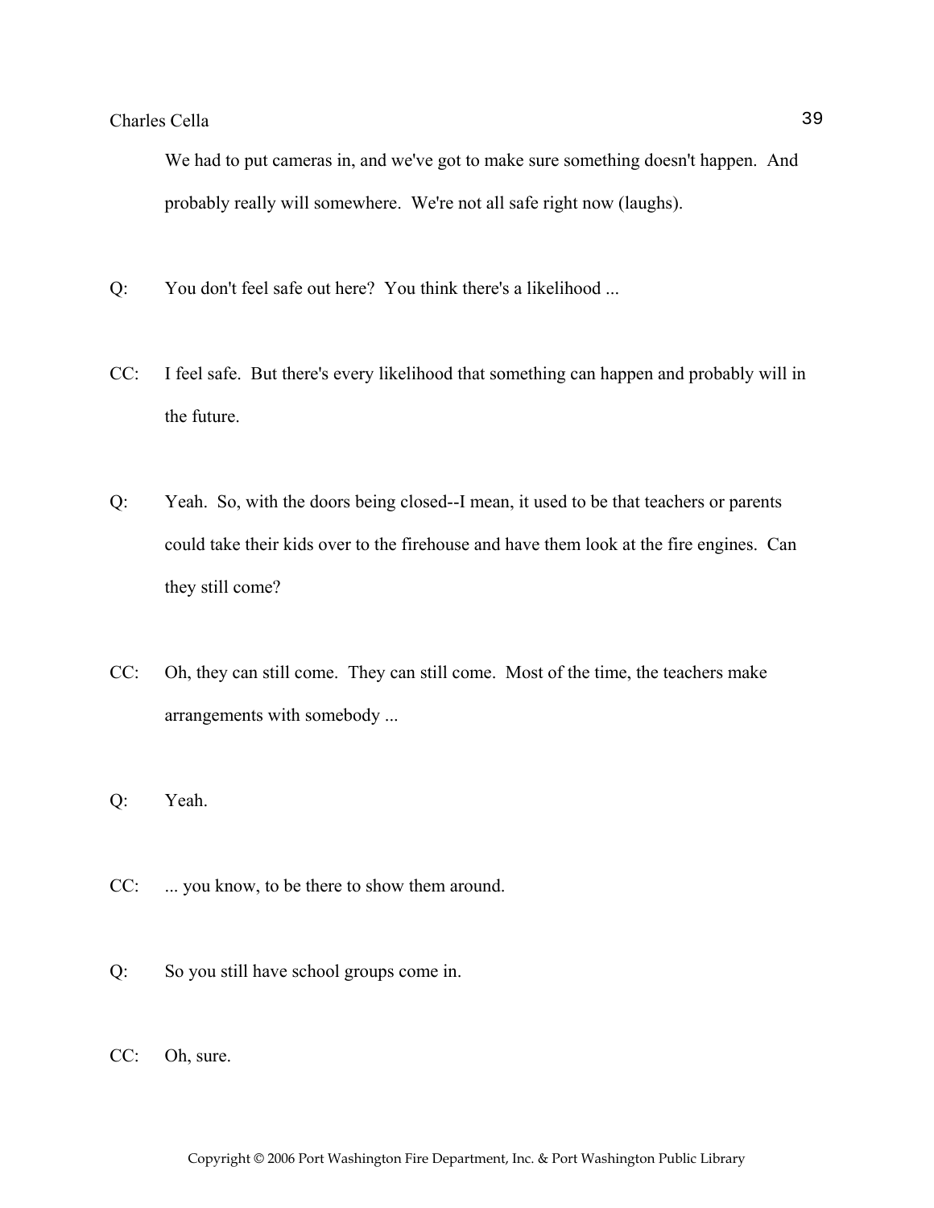We had to put cameras in, and we've got to make sure something doesn't happen. And probably really will somewhere. We're not all safe right now (laughs).

Q: You don't feel safe out here? You think there's a likelihood ...

CC: I feel safe. But there's every likelihood that something can happen and probably will in the future.

Q: Yeah. So, with the doors being closed--I mean, it used to be that teachers or parents could take their kids over to the firehouse and have them look at the fire engines. Can they still come?

CC: Oh, they can still come. They can still come. Most of the time, the teachers make arrangements with somebody ...

Q: Yeah.

CC: ... you know, to be there to show them around.

Q: So you still have school groups come in.

CC: Oh, sure.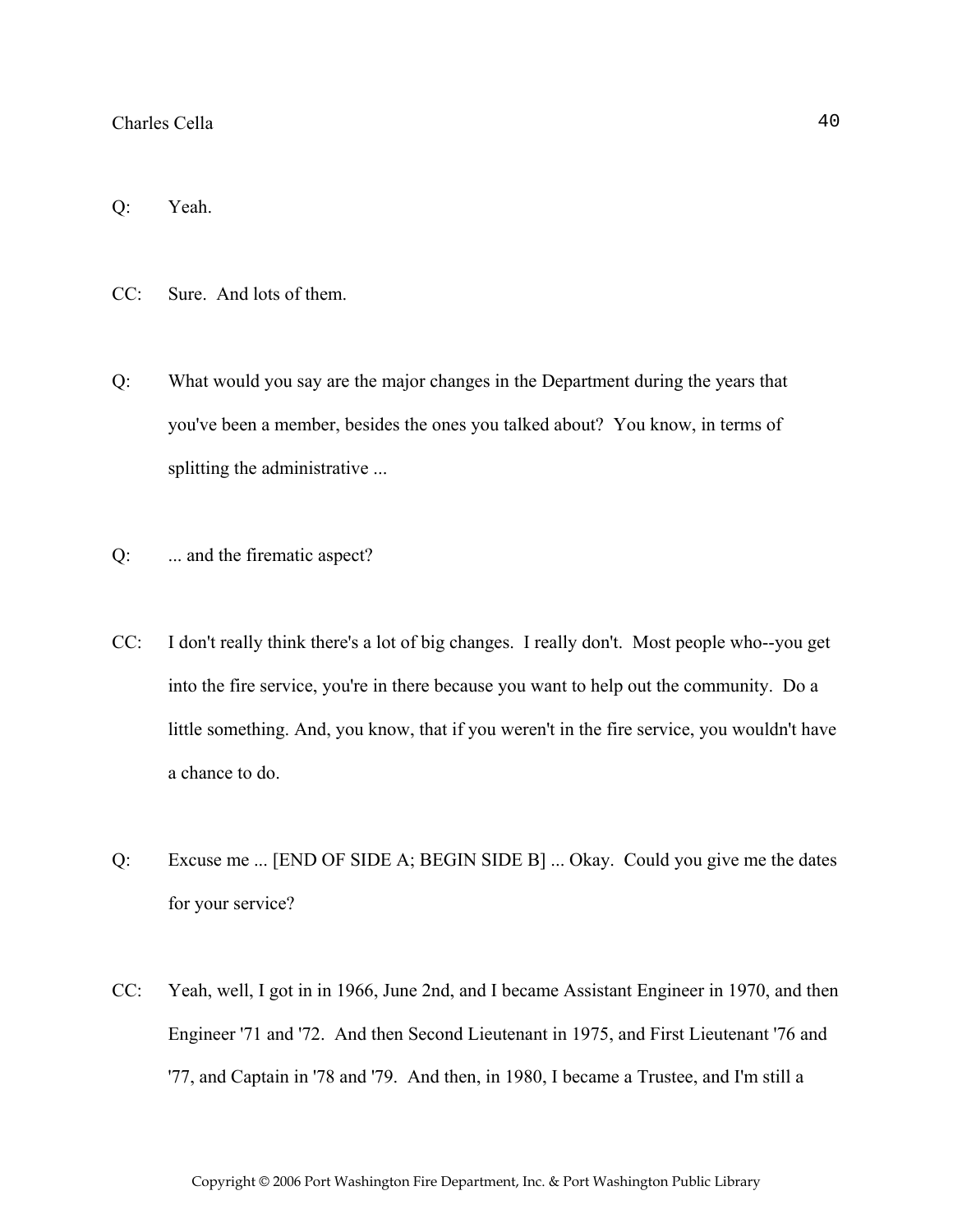Q: Yeah.

CC: Sure. And lots of them.

Q: What would you say are the major changes in the Department during the years that you've been a member, besides the ones you talked about? You know, in terms of splitting the administrative ...

Q: ... and the firematic aspect?

CC: I don't really think there's a lot of big changes. I really don't. Most people who--you get into the fire service, you're in there because you want to help out the community. Do a little something. And, you know, that if you weren't in the fire service, you wouldn't have a chance to do.

Q: Excuse me ... [END OF SIDE A; BEGIN SIDE B] ... Okay. Could you give me the dates for your service?

CC: Yeah, well, I got in in 1966, June 2nd, and I became Assistant Engineer in 1970, and then Engineer '71 and '72. And then Second Lieutenant in 1975, and First Lieutenant '76 and '77, and Captain in '78 and '79. And then, in 1980, I became a Trustee, and I'm still a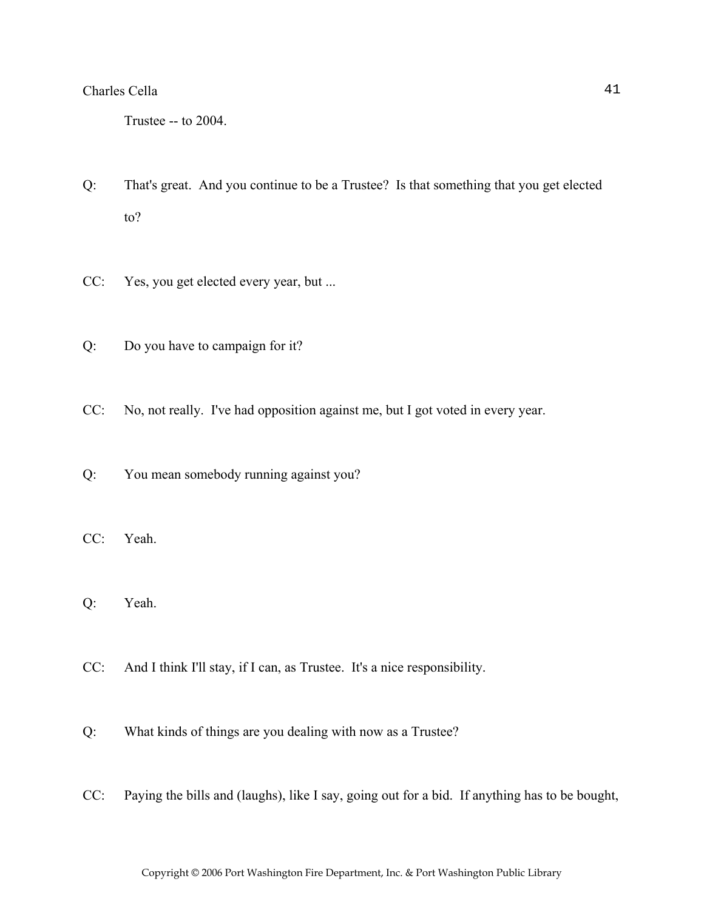Trustee -- to 2004.

Q: That's great. And you continue to be a Trustee? Is that something that you get elected to?

CC: Yes, you get elected every year, but ...

Q: Do you have to campaign for it?

CC: No, not really. I've had opposition against me, but I got voted in every year.

Q: You mean somebody running against you?

CC: Yeah.

Q: Yeah.

CC: And I think I'll stay, if I can, as Trustee. It's a nice responsibility.

Q: What kinds of things are you dealing with now as a Trustee?

CC: Paying the bills and (laughs), like I say, going out for a bid. If anything has to be bought,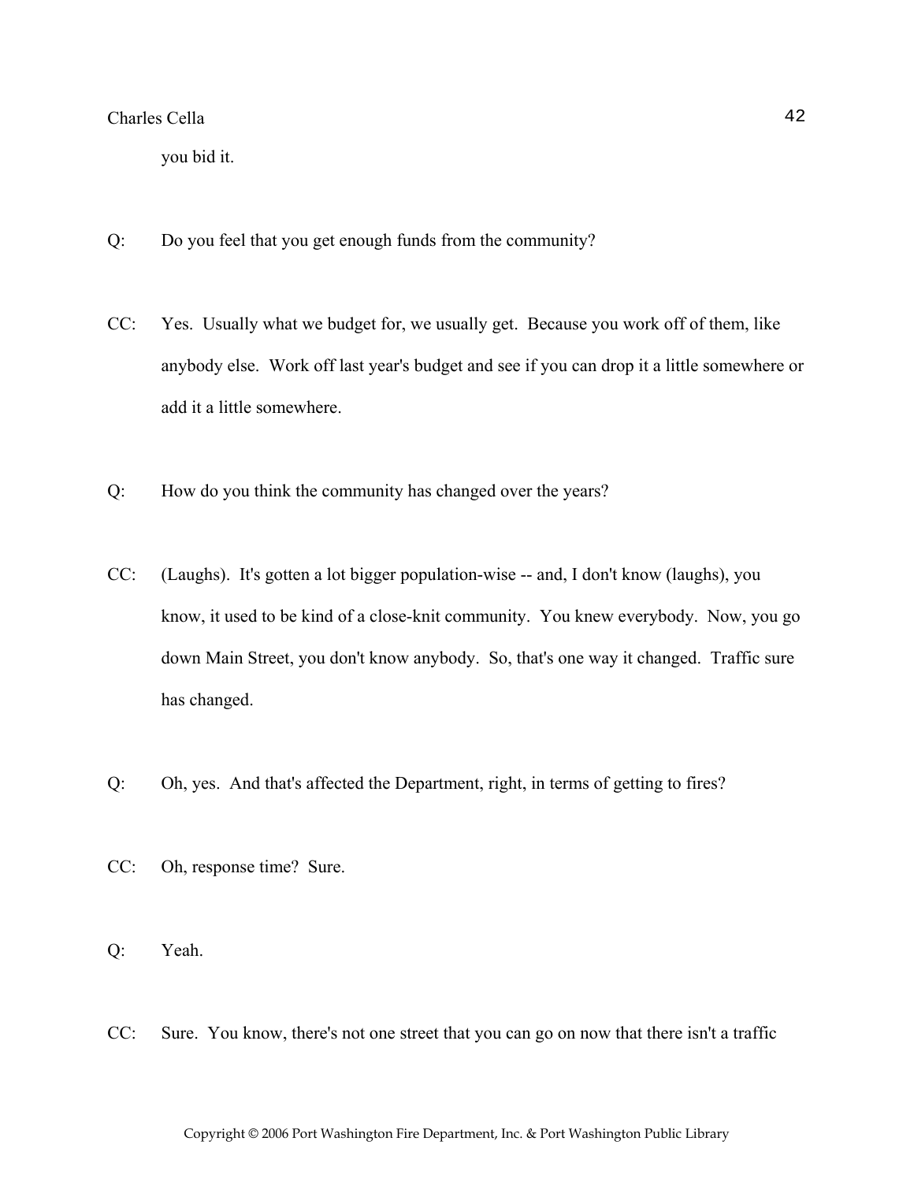you bid it.

Q: Do you feel that you get enough funds from the community?

CC: Yes. Usually what we budget for, we usually get. Because you work off of them, like anybody else. Work off last year's budget and see if you can drop it a little somewhere or add it a little somewhere.

Q: How do you think the community has changed over the years?

CC: (Laughs). It's gotten a lot bigger population-wise -- and, I don't know (laughs), you know, it used to be kind of a close-knit community. You knew everybody. Now, you go down Main Street, you don't know anybody. So, that's one way it changed. Traffic sure has changed.

Q: Oh, yes. And that's affected the Department, right, in terms of getting to fires?

CC: Oh, response time? Sure.

Q: Yeah.

CC: Sure. You know, there's not one street that you can go on now that there isn't a traffic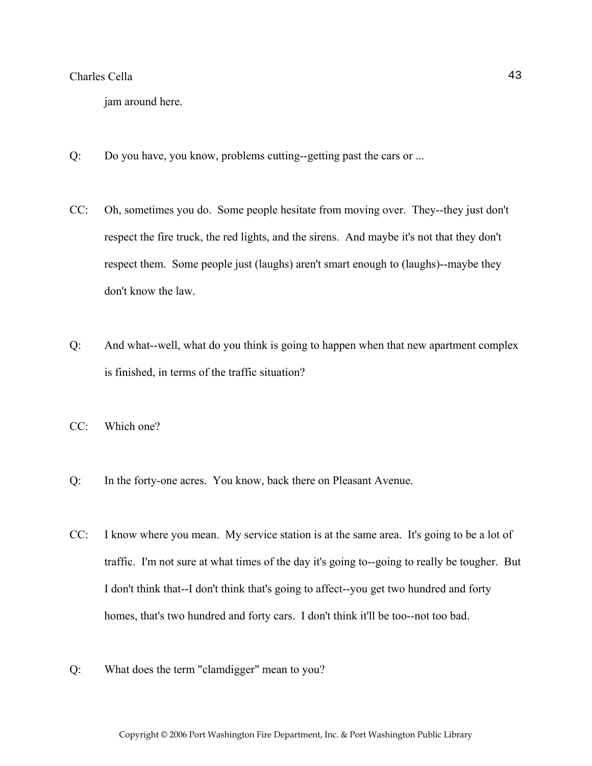jam around here.

Q: Do you have, you know, problems cutting--getting past the cars or ...

CC: Oh, sometimes you do. Some people hesitate from moving over. They--they just don't respect the fire truck, the red lights, and the sirens. And maybe it's not that they don't respect them. Some people just (laughs) aren't smart enough to (laughs)--maybe they don't know the law.

Q: And what--well, what do you think is going to happen when that new apartment complex is finished, in terms of the traffic situation?

CC: Which one?

Q: In the forty-one acres. You know, back there on Pleasant Avenue.

CC: I know where you mean. My service station is at the same area. It's going to be a lot of traffic. I'm not sure at what times of the day it's going to--going to really be tougher. But I don't think that--I don't think that's going to affect--you get two hundred and forty homes, that's two hundred and forty cars. I don't think it'll be too--not too bad.

Q: What does the term "clamdigger" mean to you?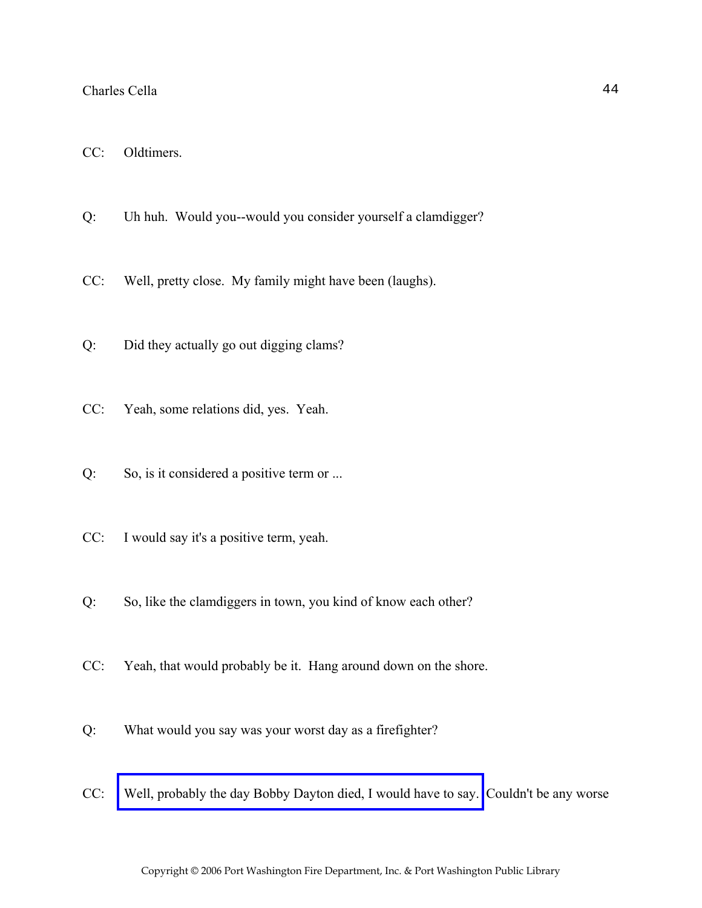CC: Oldtimers.

Q: Uh huh. Would you--would you consider yourself a clamdigger?

CC: Well, pretty close. My family might have been (laughs).

Q: Did they actually go out digging clams?

CC: Yeah, some relations did, yes. Yeah.

Q: So, is it considered a positive term or ...

CC: I would say it's a positive term, yeah.

Q: So, like the clamdiggers in town, you kind of know each other?

CC: Yeah, that would probably be it. Hang around down on the shore.

Q: What would you say was your worst day as a firefighter?

CC: Well, probably the day Bobby Dayton died, I would have to say. Couldn't be any worse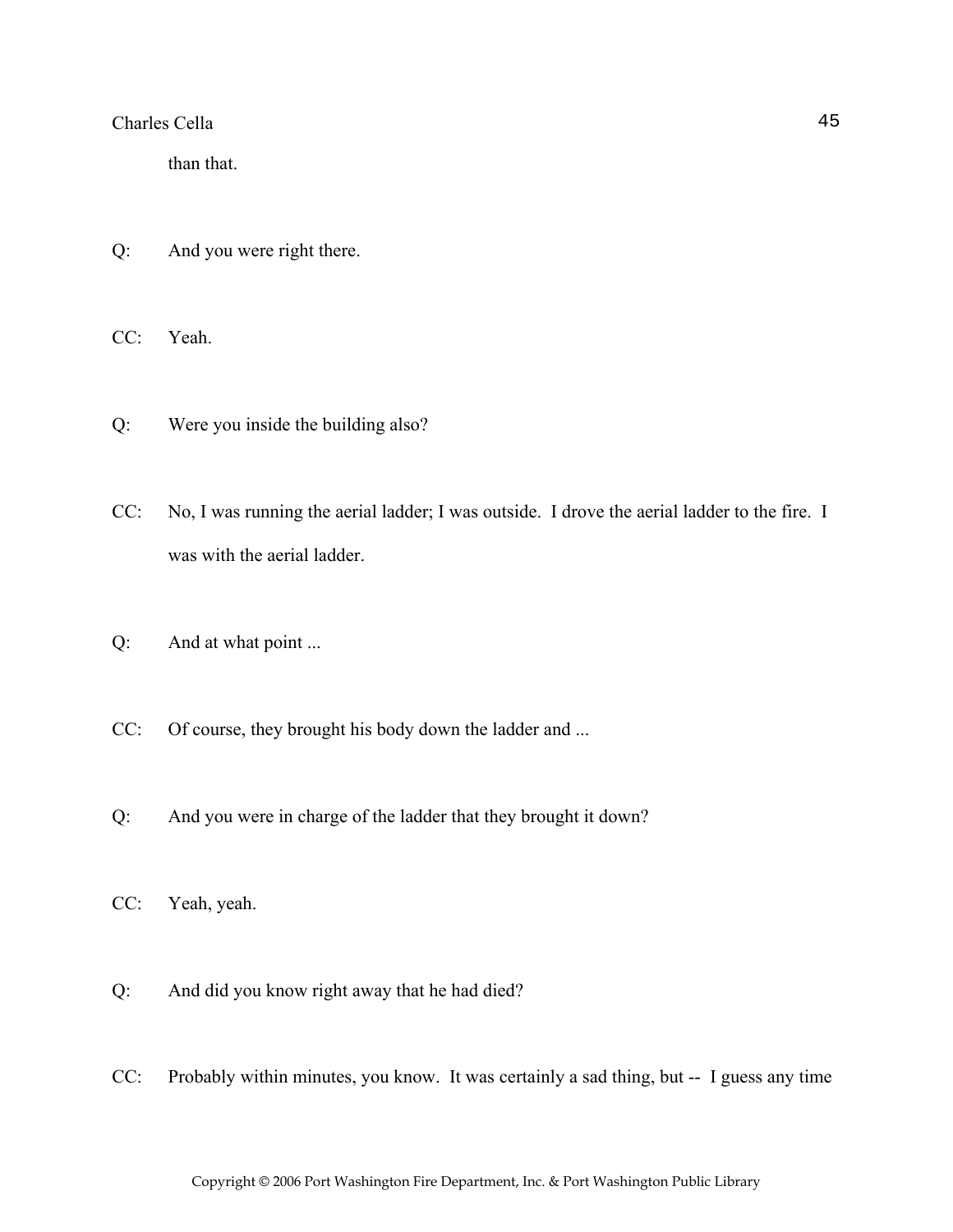than that.

Q: And you were right there.

CC: Yeah.

Q: Were you inside the building also?

CC: No, I was running the aerial ladder; I was outside. I drove the aerial ladder to the fire. I was with the aerial ladder.

Q: And at what point ...

CC: Of course, they brought his body down the ladder and ...

Q: And you were in charge of the ladder that they brought it down?

CC: Yeah, yeah.

Q: And did you know right away that he had died?

CC: Probably within minutes, you know. It was certainly a sad thing, but -- I guess any time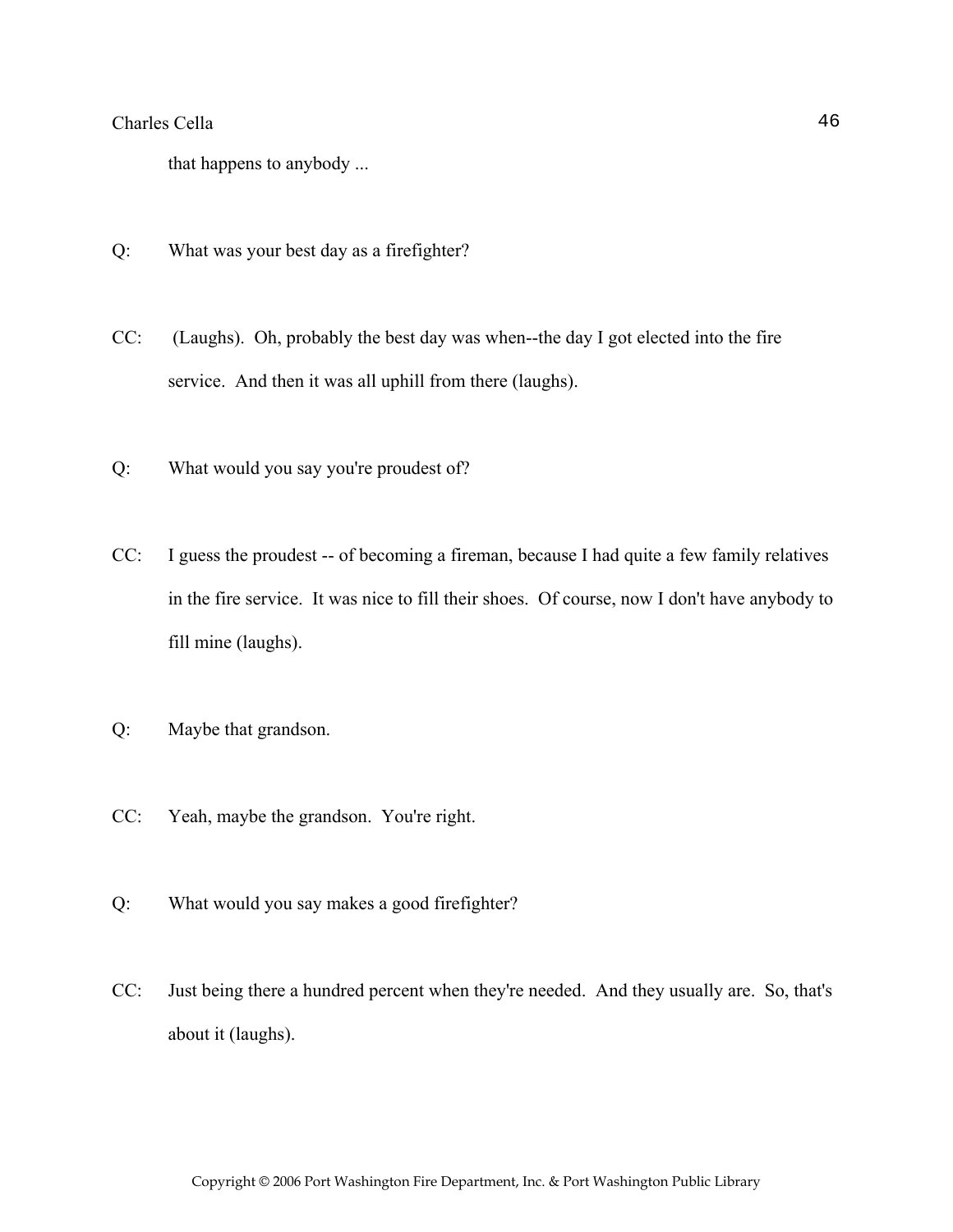that happens to anybody ...

Q: What was your best day as a firefighter?

CC: (Laughs). Oh, probably the best day was when--the day I got elected into the fire service. And then it was all uphill from there (laughs).

Q: What would you say you're proudest of?

CC: I guess the proudest -- of becoming a fireman, because I had quite a few family relatives in the fire service. It was nice to fill their shoes. Of course, now I don't have anybody to fill mine (laughs).

Q: Maybe that grandson.

CC: Yeah, maybe the grandson. You're right.

Q: What would you say makes a good firefighter?

CC: Just being there a hundred percent when they're needed. And they usually are. So, that's about it (laughs).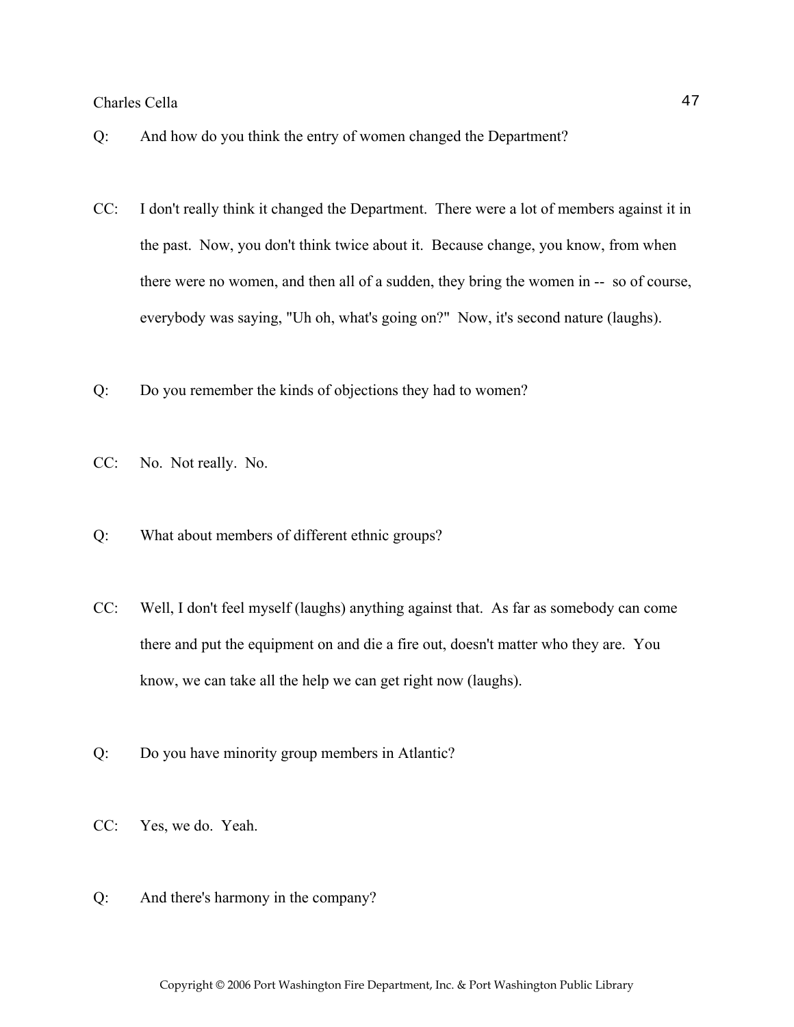Q: And how do you think the entry of women changed the Department?

CC: I don't really think it changed the Department. There were a lot of members against it in the past. Now, you don't think twice about it. Because change, you know, from when there were no women, and then all of a sudden, they bring the women in -- so of course, everybody was saying, "Uh oh, what's going on?" Now, it's second nature (laughs).

Q: Do you remember the kinds of objections they had to women?

CC: No. Not really. No.

Q: What about members of different ethnic groups?

CC: Well, I don't feel myself (laughs) anything against that. As far as somebody can come there and put the equipment on and die a fire out, doesn't matter who they are. You know, we can take all the help we can get right now (laughs).

Q: Do you have minority group members in Atlantic?

CC: Yes, we do. Yeah.

Q: And there's harmony in the company?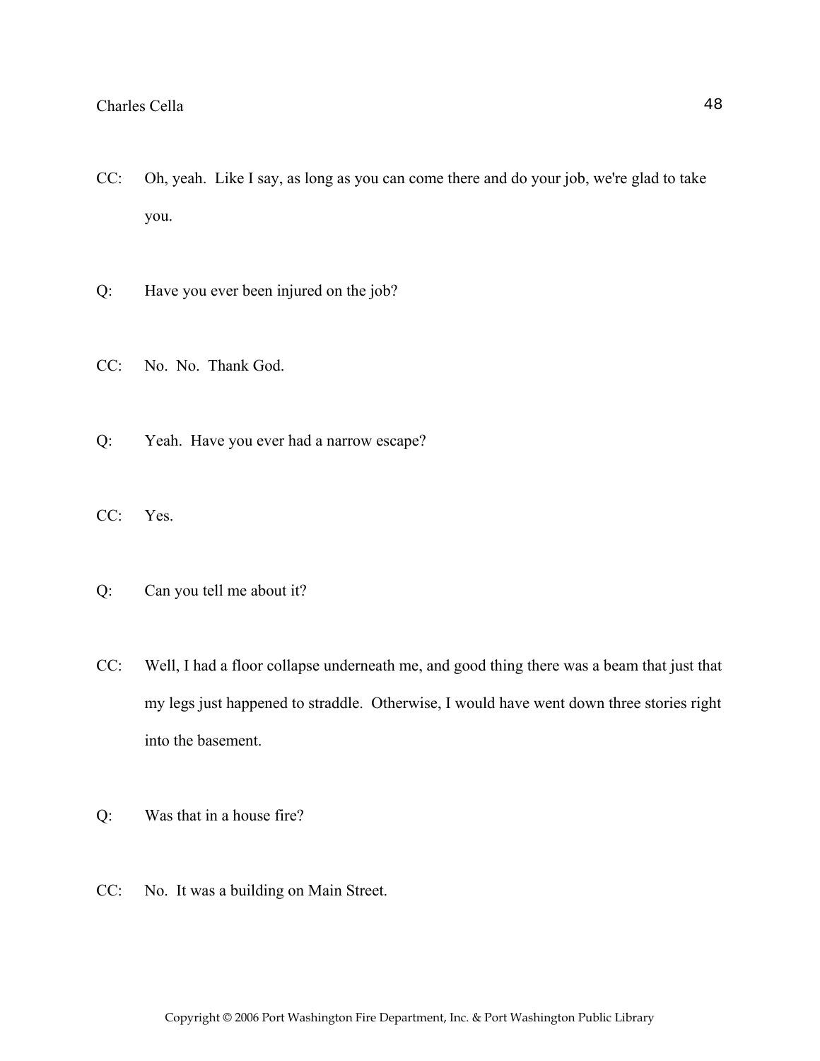CC: Oh, yeah. Like I say, as long as you can come there and do your job, we're glad to take you.

Q: Have you ever been injured on the job?

CC: No. No. Thank God.

Q: Yeah. Have you ever had a narrow escape?

CC: Yes.

Q: Can you tell me about it?

CC: Well, I had a floor collapse underneath me, and good thing there was a beam that just that my legs just happened to straddle. Otherwise, I would have went down three stories right into the basement.

Q: Was that in a house fire?

CC: No. It was a building on Main Street.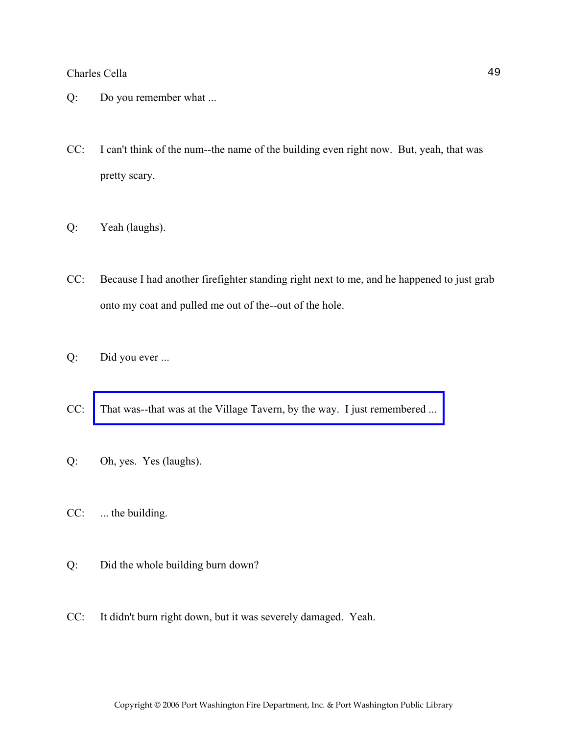Q: Do you remember what ...

CC: I can't think of the num--the name of the building even right now. But, yeah, that was pretty scary.

Q: Yeah (laughs).

CC: Because I had another firefighter standing right next to me, and he happened to just grab onto my coat and pulled me out of the--out of the hole.

Q: Did you ever ...

CC: That was--that was at the Village Tavern, by the way. I just remembered ...

Q: Oh, yes. Yes (laughs).

CC: ... the building.

Q: Did the whole building burn down?

CC: It didn't burn right down, but it was severely damaged. Yeah.

Copyright © 2006 Port Washington Fire Department, Inc. & Port Washington Public Library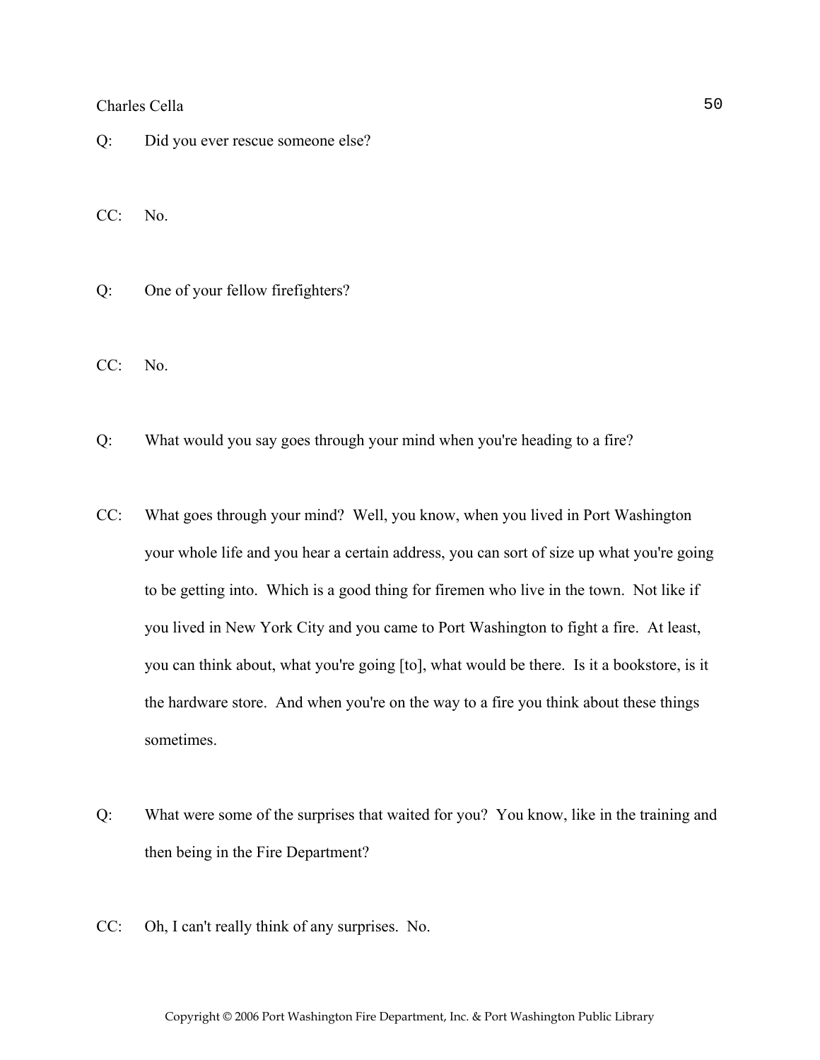Q: Did you ever rescue someone else?

CC: No.

Q: One of your fellow firefighters?

CC: No.

Q: What would you say goes through your mind when you're heading to a fire?

CC: What goes through your mind? Well, you know, when you lived in Port Washington your whole life and you hear a certain address, you can sort of size up what you're going to be getting into. Which is a good thing for firemen who live in the town. Not like if you lived in New York City and you came to Port Washington to fight a fire. At least, you can think about, what you're going [to], what would be there. Is it a bookstore, is it the hardware store. And when you're on the way to a fire you think about these things sometimes.

Q: What were some of the surprises that waited for you? You know, like in the training and then being in the Fire Department?

CC: Oh, I can't really think of any surprises. No.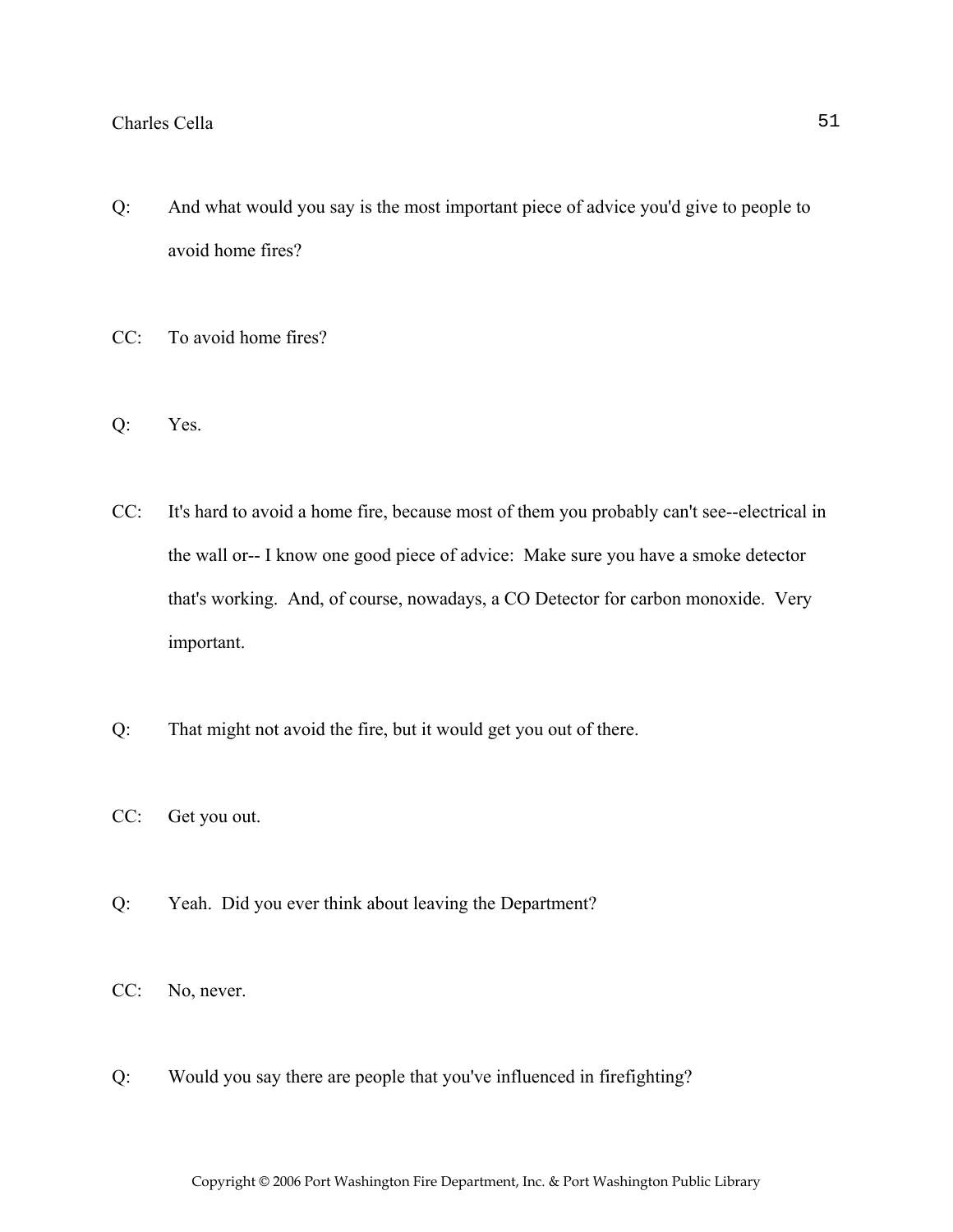Q: And what would you say is the most important piece of advice you'd give to people to avoid home fires?

CC: To avoid home fires?

Q: Yes.

CC: It's hard to avoid a home fire, because most of them you probably can't see--electrical in the wall or-- I know one good piece of advice: Make sure you have a smoke detector that's working. And, of course, nowadays, a CO Detector for carbon monoxide. Very important.

Q: That might not avoid the fire, but it would get you out of there.

CC: Get you out.

Q: Yeah. Did you ever think about leaving the Department?

CC: No, never.

Q: Would you say there are people that you've influenced in firefighting?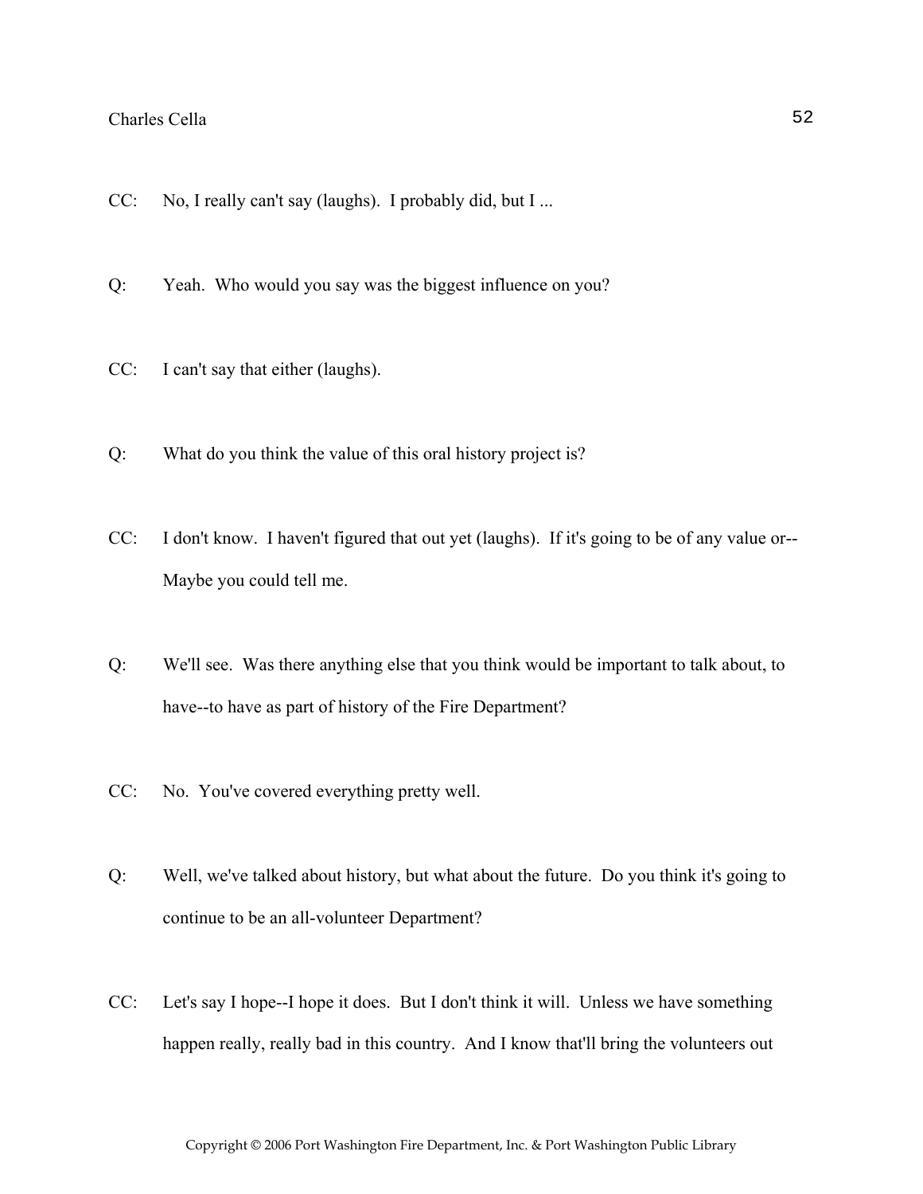CC: No, I really can't say (laughs). I probably did, but I ...

Q: Yeah. Who would you say was the biggest influence on you?

CC: I can't say that either (laughs).

Q: What do you think the value of this oral history project is?

CC: I don't know. I haven't figured that out yet (laughs). If it's going to be of any value or-- Maybe you could tell me.

Q: We'll see. Was there anything else that you think would be important to talk about, to have--to have as part of history of the Fire Department?

CC: No. You've covered everything pretty well.

Q: Well, we've talked about history, but what about the future. Do you think it's going to continue to be an all-volunteer Department?

CC: Let's say I hope--I hope it does. But I don't think it will. Unless we have something happen really, really bad in this country. And I know that'll bring the volunteers out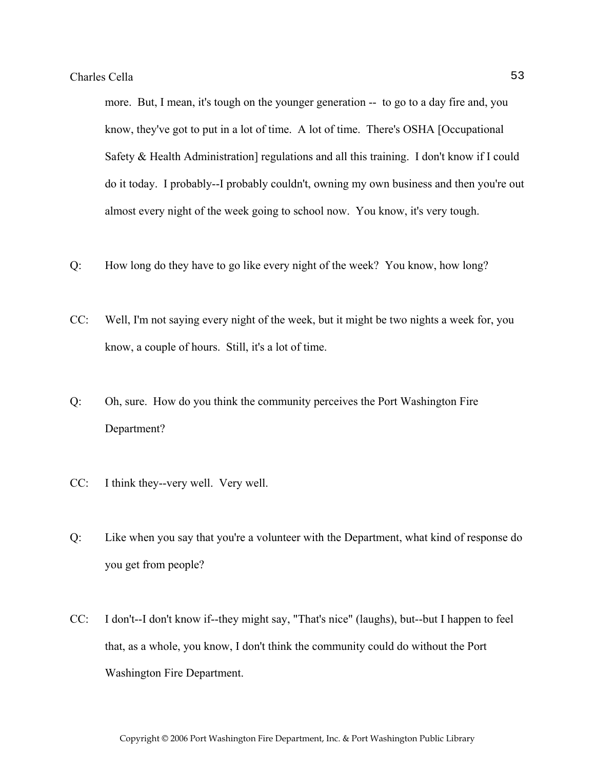more. But, I mean, it's tough on the younger generation -- to go to a day fire and, you know, they've got to put in a lot of time. A lot of time. There's OSHA [Occupational Safety & Health Administration] regulations and all this training. I don't know if I could do it today. I probably--I probably couldn't, owning my own business and then you're out almost every night of the week going to school now. You know, it's very tough.

Q: How long do they have to go like every night of the week? You know, how long?

CC: Well, I'm not saying every night of the week, but it might be two nights a week for, you know, a couple of hours. Still, it's a lot of time.

Q: Oh, sure. How do you think the community perceives the Port Washington Fire Department?

CC: I think they--very well. Very well.

Q: Like when you say that you're a volunteer with the Department, what kind of response do you get from people?

CC: I don't--I don't know if--they might say, "That's nice" (laughs), but--but I happen to feel that, as a whole, you know, I don't think the community could do without the Port Washington Fire Department.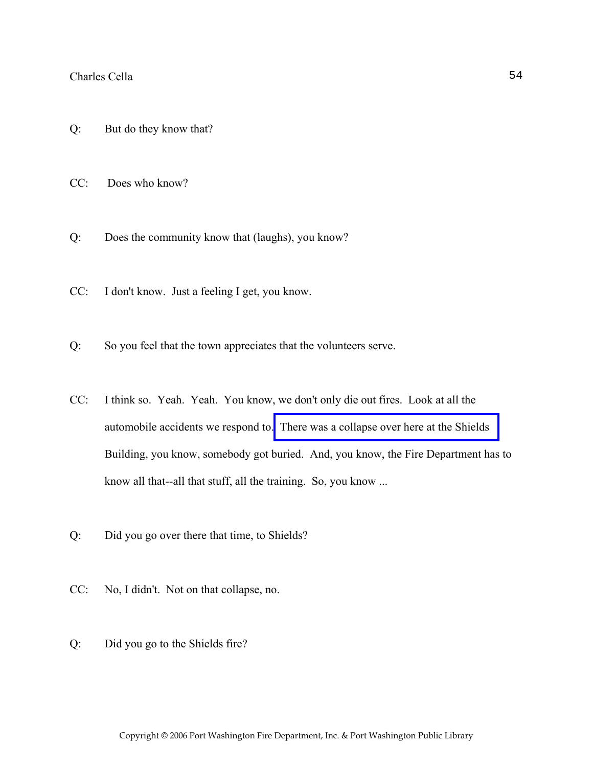Q: But do they know that?

CC: Does who know?

Q: Does the community know that (laughs), you know?

CC: I don't know. Just a feeling I get, you know.

Q: So you feel that the town appreciates that the volunteers serve.

CC: I think so. Yeah. Yeah. You know, we don't only die out fires. Look at all the automobile accidents we respond to. There was a collapse over here at the Shields Building, you know, somebody got buried. And, you know, the Fire Department has to know all that--all that stuff, all the training. So, you know ...

Q: Did you go over there that time, to Shields?

CC: No, I didn't. Not on that collapse, no.

Q: Did you go to the Shields fire?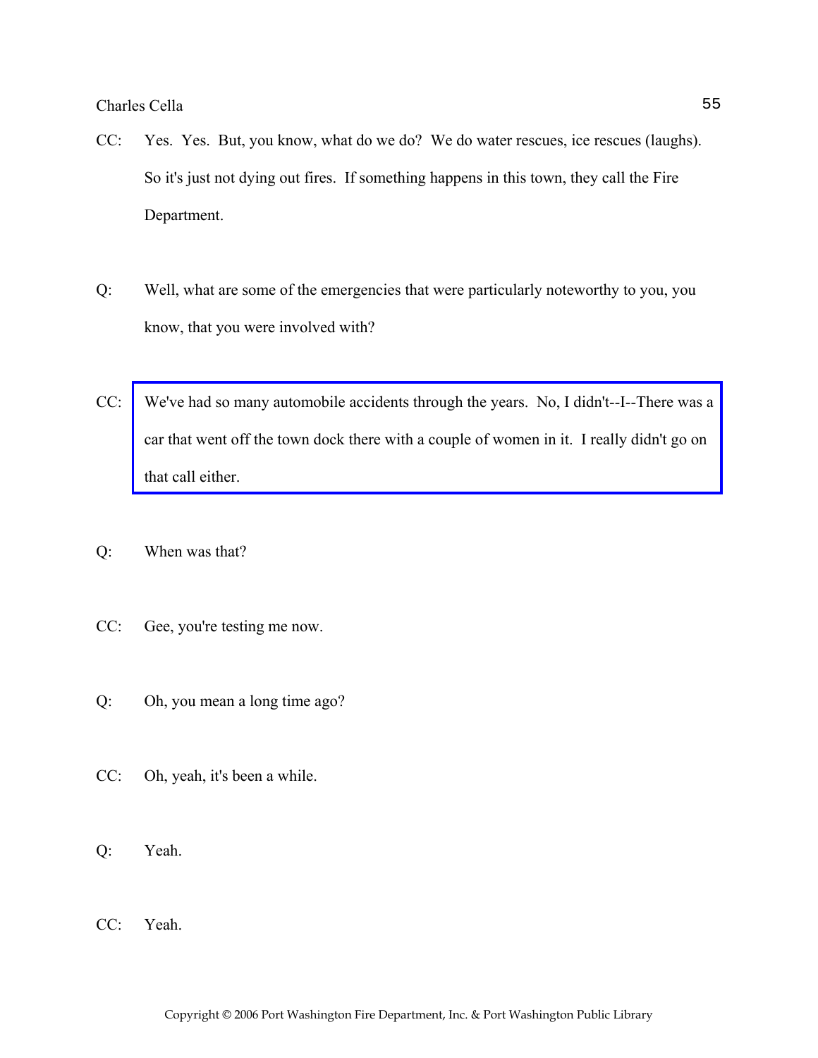CC: Yes. Yes. But, you know, what do we do? We do water rescues, ice rescues (laughs). So it's just not dying out fires. If something happens in this town, they call the Fire Department.

Q: Well, what are some of the emergencies that were particularly noteworthy to you, you know, that you were involved with?

CC: We've had so many automobile accidents through the years. No, I didn't--I--There was a car that went off the town dock there with a couple of women in it. I really didn't go on that call either.

Q: When was that?

CC: Gee, you're testing me now.

Q: Oh, you mean a long time ago?

CC: Oh, yeah, it's been a while.

Q: Yeah.

CC: Yeah.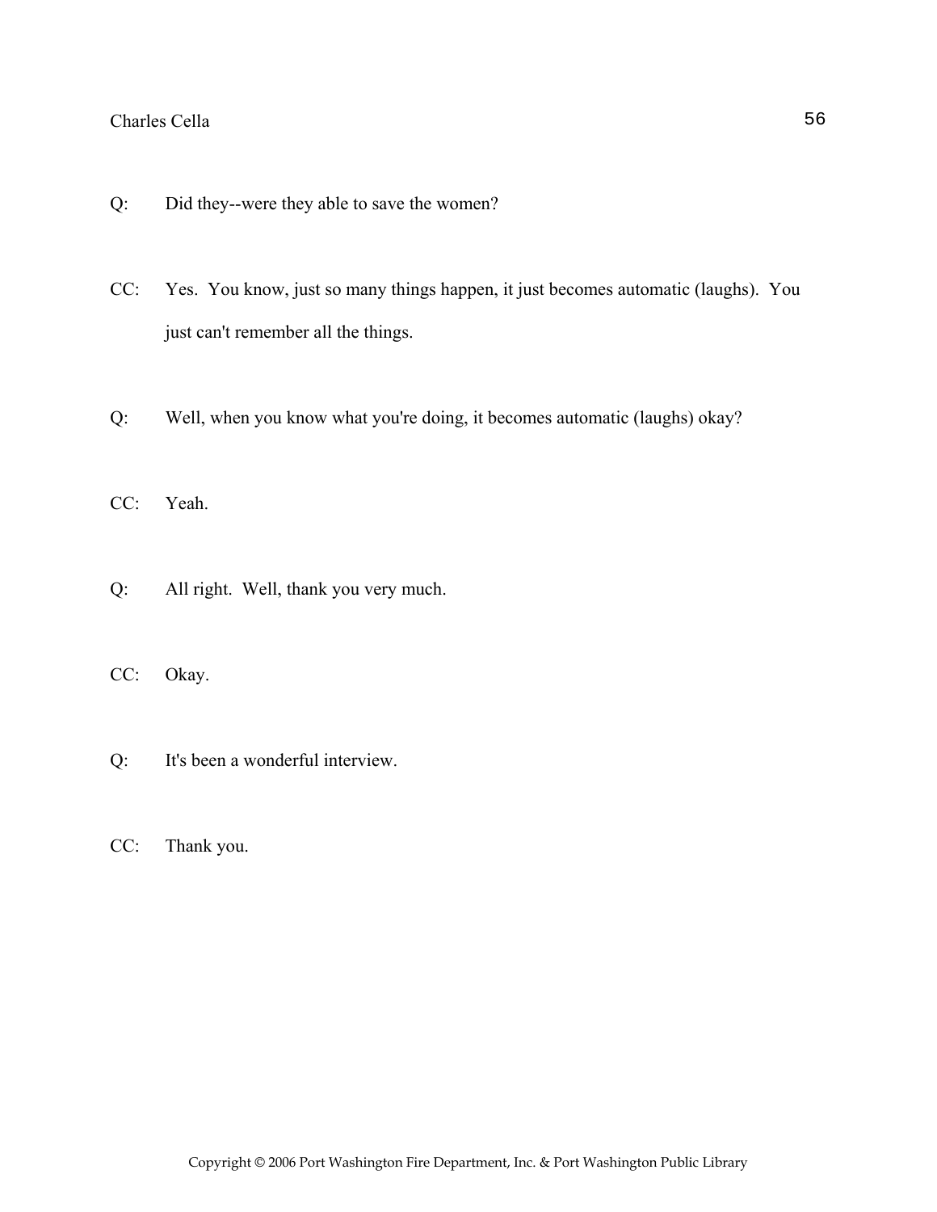Q: Did they--were they able to save the women?

CC: Yes. You know, just so many things happen, it just becomes automatic (laughs). You just can't remember all the things.

Q: Well, when you know what you're doing, it becomes automatic (laughs) okay?

CC: Yeah.

Q: All right. Well, thank you very much.

CC: Okay.

Q: It's been a wonderful interview.

CC: Thank you.